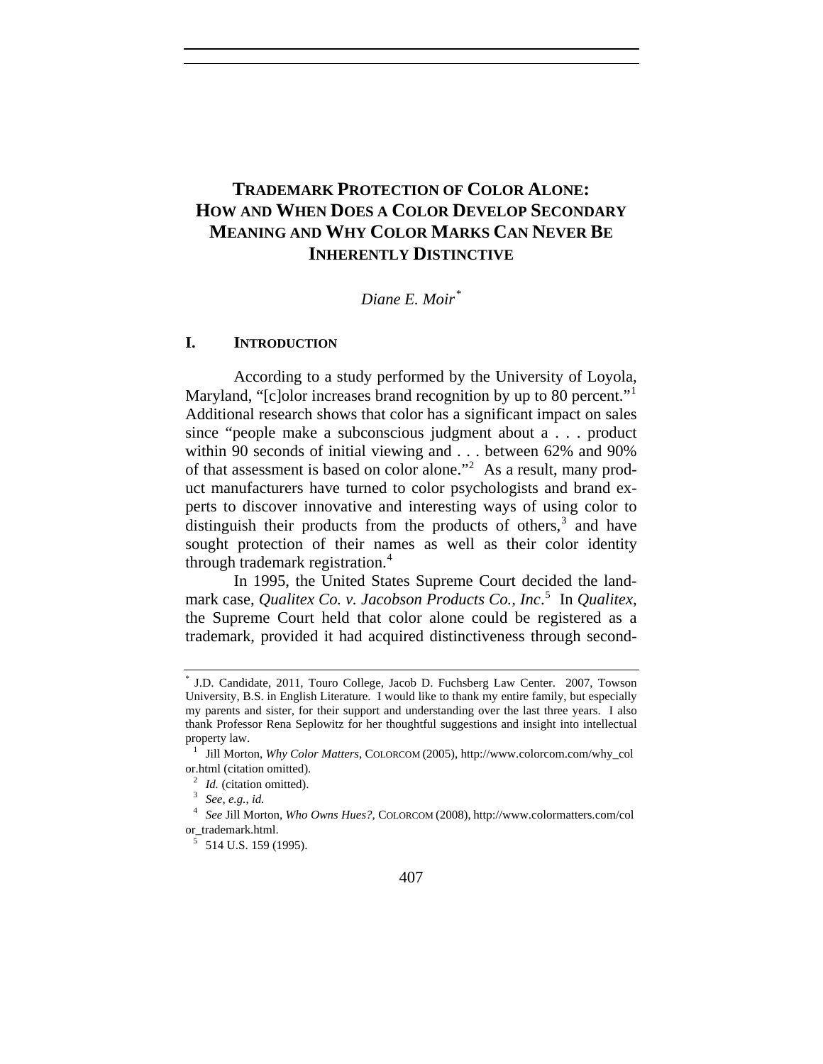# TRADEMARK PROTECTION OF COLOR ALONE: HOW AND WHEN DOES A COLOR DEVELOP SECONDARY MEANING AND WHY COLOR MARKS CAN NEVER BE INHERENTLY DISTINCTIVE

*Diane E. Moir*[*]

## I. INTRODUCTION

According to a study performed by the University of Loyola, Maryland, "[c]olor increases brand recognition by up to 80 percent."[1] Additional research shows that color has a significant impact on sales since "people make a subconscious judgment about a . . . product within 90 seconds of initial viewing and . . . between 62% and 90% of that assessment is based on color alone."[2] As a result, many product manufacturers have turned to color psychologists and brand experts to discover innovative and interesting ways of using color to distinguish their products from the products of others,[3] and have sought protection of their names as well as their color identity through trademark registration.[4]

In 1995, the United States Supreme Court decided the landmark case, *Qualitex Co. v. Jacobson Products Co., Inc*.[5] In *Qualitex*, the Supreme Court held that color alone could be registered as a trademark, provided it had acquired distinctiveness through second-

---

[*] J.D. Candidate, 2011, Touro College, Jacob D. Fuchsberg Law Center. 2007, Towson University, B.S. in English Literature. I would like to thank my entire family, but especially my parents and sister, for their support and understanding over the last three years. I also thank Professor Rena Seplowitz for her thoughtful suggestions and insight into intellectual property law.

[1] Jill Morton, *Why Color Matters*, COLORCOM (2005), http://www.colorcom.com/why_color.html (citation omitted).

[2] *Id.* (citation omitted).

[3] *See, e.g.*, *id.*

[4] *See* Jill Morton, *Who Owns Hues?*, COLORCOM (2008), http://www.colormatters.com/color_trademark.html.

[5] 514 U.S. 159 (1995).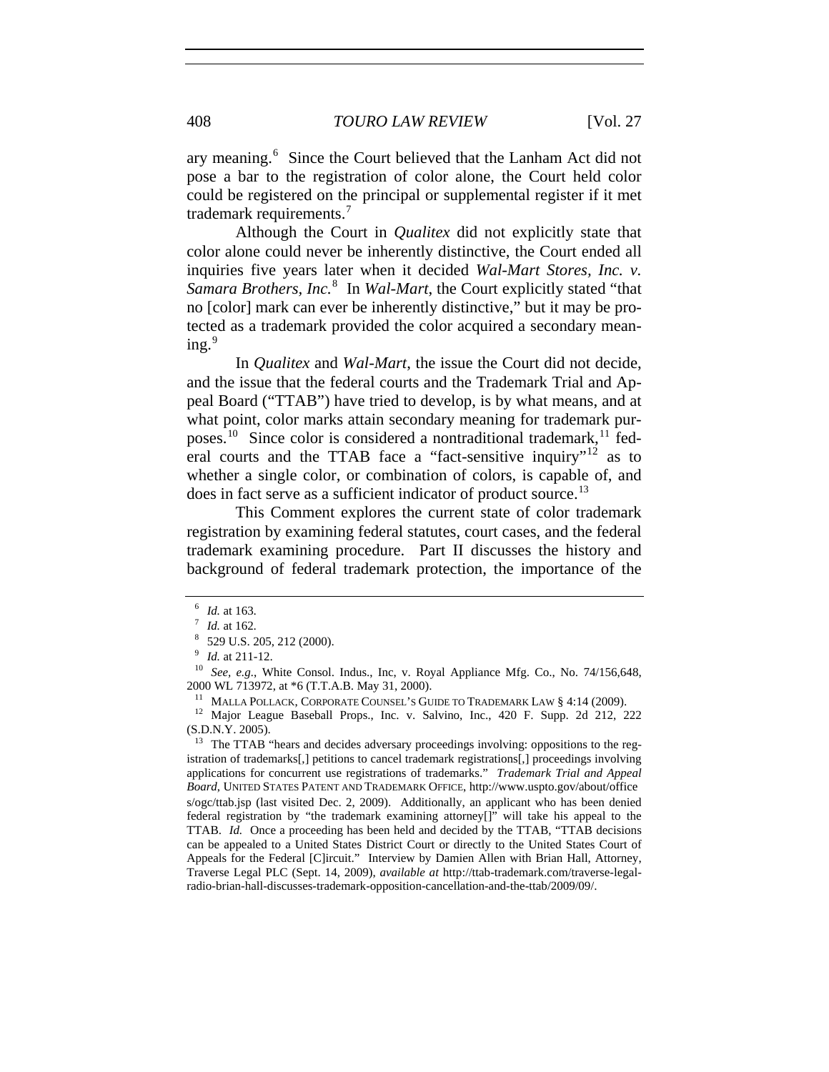ary meaning.[6] Since the Court believed that the Lanham Act did not pose a bar to the registration of color alone, the Court held color could be registered on the principal or supplemental register if it met trademark requirements.[7]

Although the Court in *Qualitex* did not explicitly state that color alone could never be inherently distinctive, the Court ended all inquiries five years later when it decided *Wal-Mart Stores, Inc. v. Samara Brothers, Inc.*[8] In *Wal-Mart*, the Court explicitly stated "that no [color] mark can ever be inherently distinctive," but it may be protected as a trademark provided the color acquired a secondary meaning.[9]

In *Qualitex* and *Wal-Mart*, the issue the Court did not decide, and the issue that the federal courts and the Trademark Trial and Appeal Board ("TTAB") have tried to develop, is by what means, and at what point, color marks attain secondary meaning for trademark purposes.[10] Since color is considered a nontraditional trademark,[11] federal courts and the TTAB face a "fact-sensitive inquiry"[12] as to whether a single color, or combination of colors, is capable of, and does in fact serve as a sufficient indicator of product source.[13]

This Comment explores the current state of color trademark registration by examining federal statutes, court cases, and the federal trademark examining procedure. Part II discusses the history and background of federal trademark protection, the importance of the

---

[6] *Id.* at 163.

[7] *Id.* at 162.

[8] 529 U.S. 205, 212 (2000).

[9] *Id.* at 211-12.

[10] *See, e.g.*, White Consol. Indus., Inc, v. Royal Appliance Mfg. Co., No. 74/156,648, 2000 WL 713972, at *6 (T.T.A.B. May 31, 2000).

[11] MALLA POLLACK, CORPORATE COUNSEL'S GUIDE TO TRADEMARK LAW § 4:14 (2009).

[12] Major League Baseball Props., Inc. v. Salvino, Inc., 420 F. Supp. 2d 212, 222 (S.D.N.Y. 2005).

[13] The TTAB "hears and decides adversary proceedings involving: oppositions to the registration of trademarks[,] petitions to cancel trademark registrations[,] proceedings involving applications for concurrent use registrations of trademarks." *Trademark Trial and Appeal Board*, UNITED STATES PATENT AND TRADEMARK OFFICE, http://www.uspto.gov/about/offices/ogc/ttab.jsp (last visited Dec. 2, 2009). Additionally, an applicant who has been denied federal registration by "the trademark examining attorney[]" will take his appeal to the TTAB. *Id.* Once a proceeding has been held and decided by the TTAB, "TTAB decisions can be appealed to a United States District Court or directly to the United States Court of Appeals for the Federal [C]ircuit." Interview by Damien Allen with Brian Hall, Attorney, Traverse Legal PLC (Sept. 14, 2009), *available at* http://ttab-trademark.com/traverse-legal-radio-brian-hall-discusses-trademark-opposition-cancellation-and-the-ttab/2009/09/.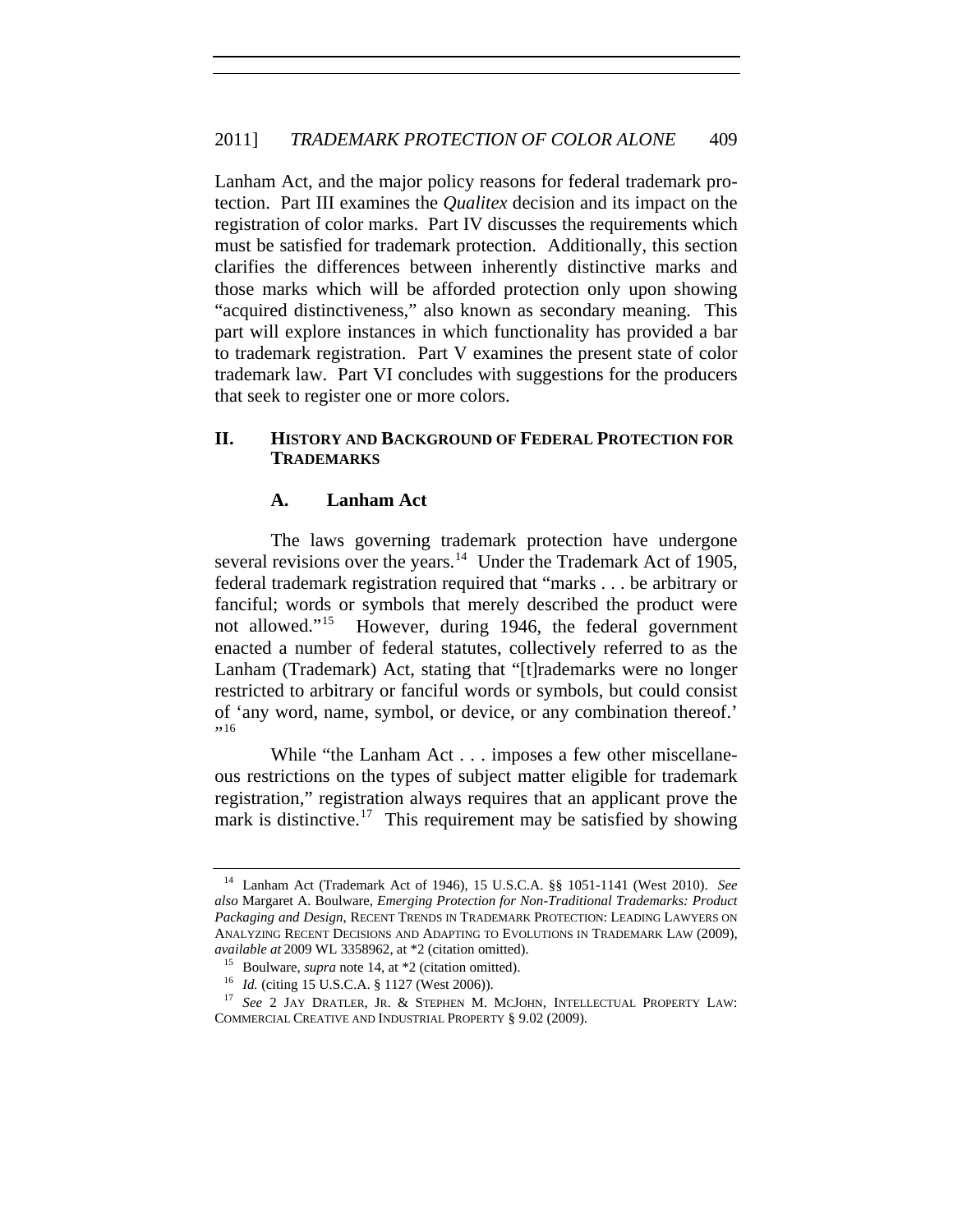Lanham Act, and the major policy reasons for federal trademark protection. Part III examines the *Qualitex* decision and its impact on the registration of color marks. Part IV discusses the requirements which must be satisfied for trademark protection. Additionally, this section clarifies the differences between inherently distinctive marks and those marks which will be afforded protection only upon showing "acquired distinctiveness," also known as secondary meaning. This part will explore instances in which functionality has provided a bar to trademark registration. Part V examines the present state of color trademark law. Part VI concludes with suggestions for the producers that seek to register one or more colors.

## II. HISTORY AND BACKGROUND OF FEDERAL PROTECTION FOR TRADEMARKS

### A. Lanham Act

The laws governing trademark protection have undergone several revisions over the years.[14] Under the Trademark Act of 1905, federal trademark registration required that "marks . . . be arbitrary or fanciful; words or symbols that merely described the product were not allowed."[15] However, during 1946, the federal government enacted a number of federal statutes, collectively referred to as the Lanham (Trademark) Act, stating that "[t]rademarks were no longer restricted to arbitrary or fanciful words or symbols, but could consist of 'any word, name, symbol, or device, or any combination thereof.' "[16]

While "the Lanham Act . . . imposes a few other miscellaneous restrictions on the types of subject matter eligible for trademark registration," registration always requires that an applicant prove the mark is distinctive.[17] This requirement may be satisfied by showing

---

[14] Lanham Act (Trademark Act of 1946), 15 U.S.C.A. §§ 1051-1141 (West 2010). *See also* Margaret A. Boulware, *Emerging Protection for Non-Traditional Trademarks: Product Packaging and Design*, RECENT TRENDS IN TRADEMARK PROTECTION: LEADING LAWYERS ON ANALYZING RECENT DECISIONS AND ADAPTING TO EVOLUTIONS IN TRADEMARK LAW (2009), *available at* 2009 WL 3358962, at *2 (citation omitted).

[15] Boulware, *supra* note 14, at *2 (citation omitted).

[16] *Id.* (citing 15 U.S.C.A. § 1127 (West 2006)).

[17] *See* 2 JAY DRATLER, JR. & STEPHEN M. MCJOHN, INTELLECTUAL PROPERTY LAW: COMMERCIAL CREATIVE AND INDUSTRIAL PROPERTY § 9.02 (2009).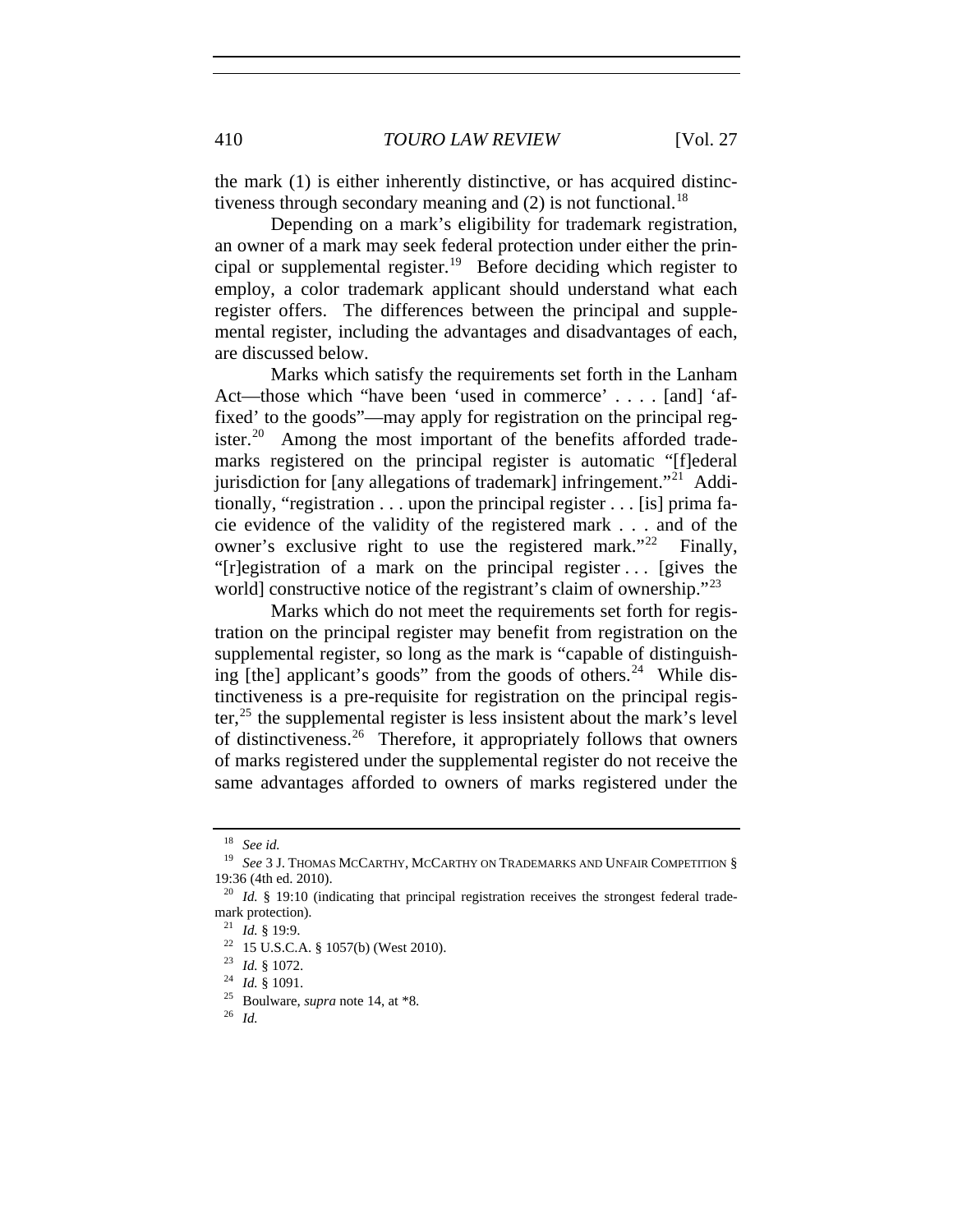the mark (1) is either inherently distinctive, or has acquired distinctiveness through secondary meaning and (2) is not functional.[18]

Depending on a mark's eligibility for trademark registration, an owner of a mark may seek federal protection under either the principal or supplemental register.[19] Before deciding which register to employ, a color trademark applicant should understand what each register offers. The differences between the principal and supplemental register, including the advantages and disadvantages of each, are discussed below.

Marks which satisfy the requirements set forth in the Lanham Act—those which "have been 'used in commerce' . . . . [and] 'affixed' to the goods"—may apply for registration on the principal register.[20] Among the most important of the benefits afforded trademarks registered on the principal register is automatic "[f]ederal jurisdiction for [any allegations of trademark] infringement."[21] Additionally, "registration . . . upon the principal register . . . [is] prima facie evidence of the validity of the registered mark . . . and of the owner's exclusive right to use the registered mark."[22] Finally, "[r]egistration of a mark on the principal register . . . [gives the world] constructive notice of the registrant's claim of ownership."[23]

Marks which do not meet the requirements set forth for registration on the principal register may benefit from registration on the supplemental register, so long as the mark is "capable of distinguishing [the] applicant's goods" from the goods of others.[24] While distinctiveness is a pre-requisite for registration on the principal register,[25] the supplemental register is less insistent about the mark's level of distinctiveness.[26] Therefore, it appropriately follows that owners of marks registered under the supplemental register do not receive the same advantages afforded to owners of marks registered under the

---

[18] *See id.*

[19] *See* 3 J. THOMAS MCCARTHY, MCCARTHY ON TRADEMARKS AND UNFAIR COMPETITION § 19:36 (4th ed. 2010).

[20] *Id.* § 19:10 (indicating that principal registration receives the strongest federal trademark protection).

[21] *Id.* § 19:9.

[22] 15 U.S.C.A. § 1057(b) (West 2010).

[23] *Id.* § 1072.

[24] *Id.* § 1091.

[25] Boulware, *supra* note 14, at *8.

[26] *Id.*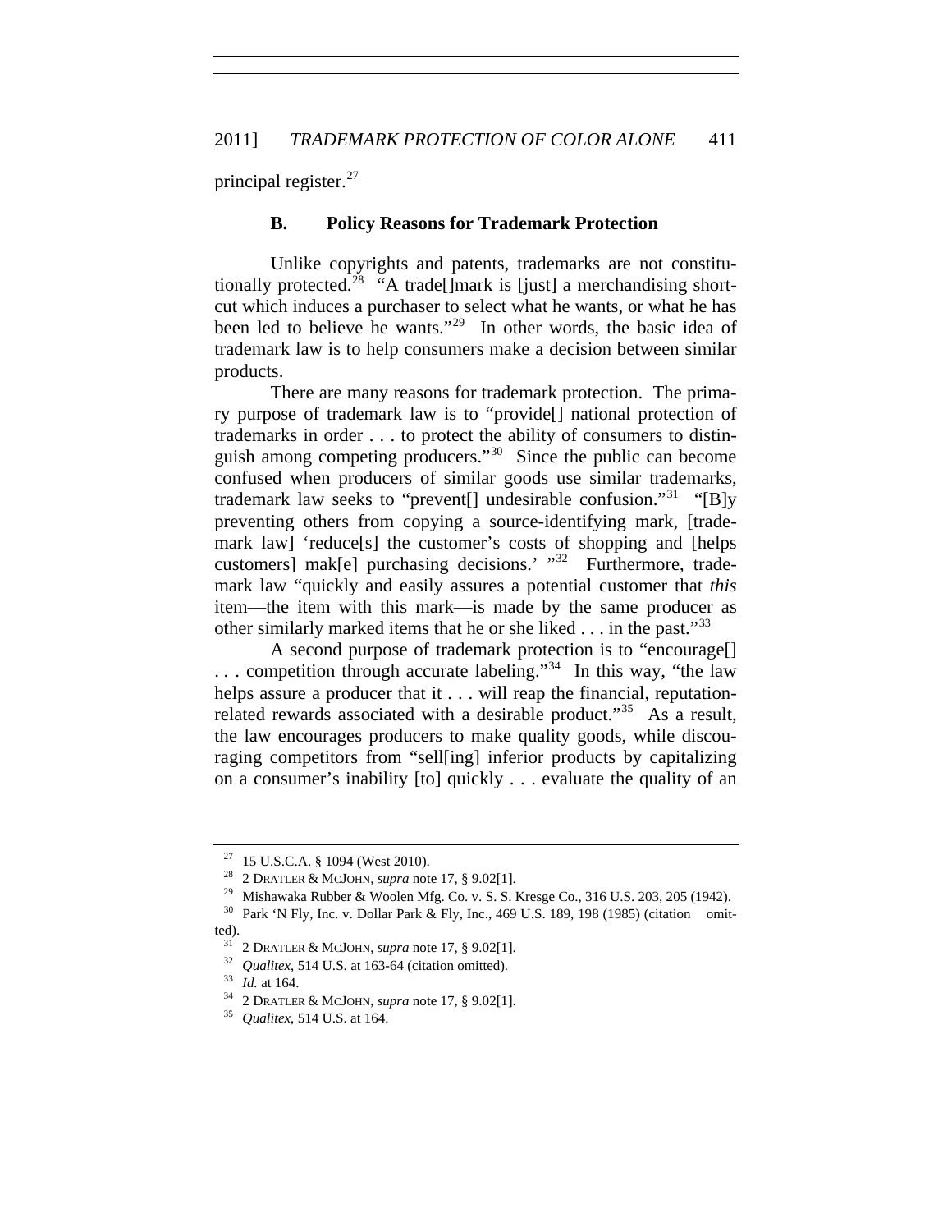principal register.[27]

### B. Policy Reasons for Trademark Protection

Unlike copyrights and patents, trademarks are not constitutionally protected.[28] "A trade[]mark is [just] a merchandising shortcut which induces a purchaser to select what he wants, or what he has been led to believe he wants."[29] In other words, the basic idea of trademark law is to help consumers make a decision between similar products.

There are many reasons for trademark protection. The primary purpose of trademark law is to "provide[] national protection of trademarks in order . . . to protect the ability of consumers to distinguish among competing producers."[30] Since the public can become confused when producers of similar goods use similar trademarks, trademark law seeks to "prevent[] undesirable confusion."[31] "[B]y preventing others from copying a source-identifying mark, [trademark law] 'reduce[s] the customer's costs of shopping and [helps customers] mak[e] purchasing decisions.' "[32] Furthermore, trademark law "quickly and easily assures a potential customer that *this* item—the item with this mark—is made by the same producer as other similarly marked items that he or she liked . . . in the past."[33]

A second purpose of trademark protection is to "encourage[] . . . competition through accurate labeling."[34] In this way, "the law helps assure a producer that it . . . will reap the financial, reputation-related rewards associated with a desirable product."[35] As a result, the law encourages producers to make quality goods, while discouraging competitors from "sell[ing] inferior products by capitalizing on a consumer's inability [to] quickly . . . evaluate the quality of an

---

[27] 15 U.S.C.A. § 1094 (West 2010).

[28] 2 DRATLER & MCJOHN, *supra* note 17, § 9.02[1].

[29] Mishawaka Rubber & Woolen Mfg. Co. v. S. S. Kresge Co., 316 U.S. 203, 205 (1942).

[30] Park 'N Fly, Inc. v. Dollar Park & Fly, Inc., 469 U.S. 189, 198 (1985) (citation omitted).

[31] 2 DRATLER & MCJOHN, *supra* note 17, § 9.02[1].

[32] *Qualitex*, 514 U.S. at 163-64 (citation omitted).

[33] *Id.* at 164.

[34] 2 DRATLER & MCJOHN, *supra* note 17, § 9.02[1].

[35] *Qualitex*, 514 U.S. at 164.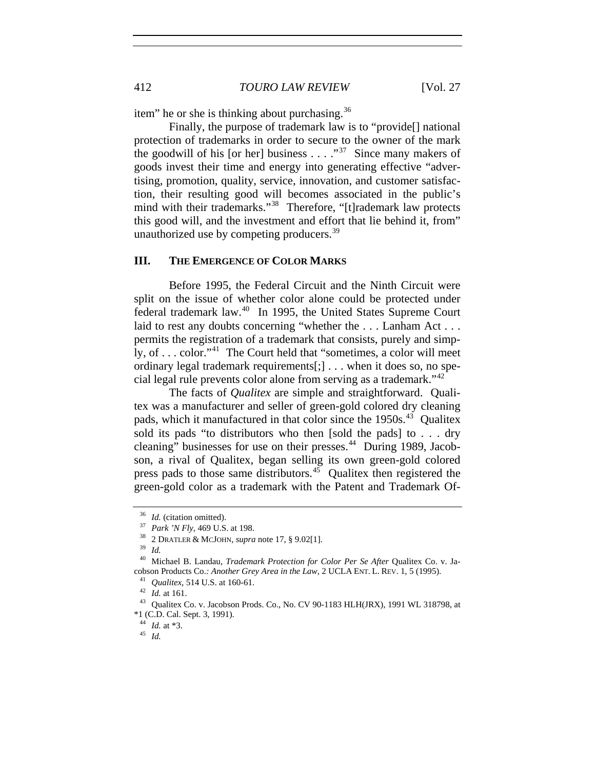item" he or she is thinking about purchasing.[36]

Finally, the purpose of trademark law is to "provide[] national protection of trademarks in order to secure to the owner of the mark the goodwill of his [or her] business . . . ."[37] Since many makers of goods invest their time and energy into generating effective "advertising, promotion, quality, service, innovation, and customer satisfaction, their resulting good will becomes associated in the public's mind with their trademarks."[38] Therefore, "[t]rademark law protects this good will, and the investment and effort that lie behind it, from" unauthorized use by competing producers.[39]

## III. THE EMERGENCE OF COLOR MARKS

Before 1995, the Federal Circuit and the Ninth Circuit were split on the issue of whether color alone could be protected under federal trademark law.[40] In 1995, the United States Supreme Court laid to rest any doubts concerning "whether the . . . Lanham Act . . . permits the registration of a trademark that consists, purely and simply, of . . . color."[41] The Court held that "sometimes, a color will meet ordinary legal trademark requirements[;] . . . when it does so, no special legal rule prevents color alone from serving as a trademark."[42]

The facts of *Qualitex* are simple and straightforward. Qualitex was a manufacturer and seller of green-gold colored dry cleaning pads, which it manufactured in that color since the 1950s.[43] Qualitex sold its pads "to distributors who then [sold the pads] to . . . dry cleaning" businesses for use on their presses.[44] During 1989, Jacobson, a rival of Qualitex, began selling its own green-gold colored press pads to those same distributors.[45] Qualitex then registered the green-gold color as a trademark with the Patent and Trademark Of-

---

[36] *Id.* (citation omitted).

[37] *Park 'N Fly*, 469 U.S. at 198.

[38] 2 DRATLER & MCJOHN, *supra* note 17, § 9.02[1].

[39] *Id.*

[40] Michael B. Landau, *Trademark Protection for Color Per Se After* Qualitex Co. v. Jacobson Products Co.*: Another Grey Area in the Law*, 2 UCLA ENT. L. REV. 1, 5 (1995).

[41] *Qualitex*, 514 U.S. at 160-61.

[42] *Id.* at 161.

[43] Qualitex Co. v. Jacobson Prods. Co., No. CV 90-1183 HLH(JRX), 1991 WL 318798, at *1 (C.D. Cal. Sept. 3, 1991).

[44] *Id.* at *3.

[45] *Id.*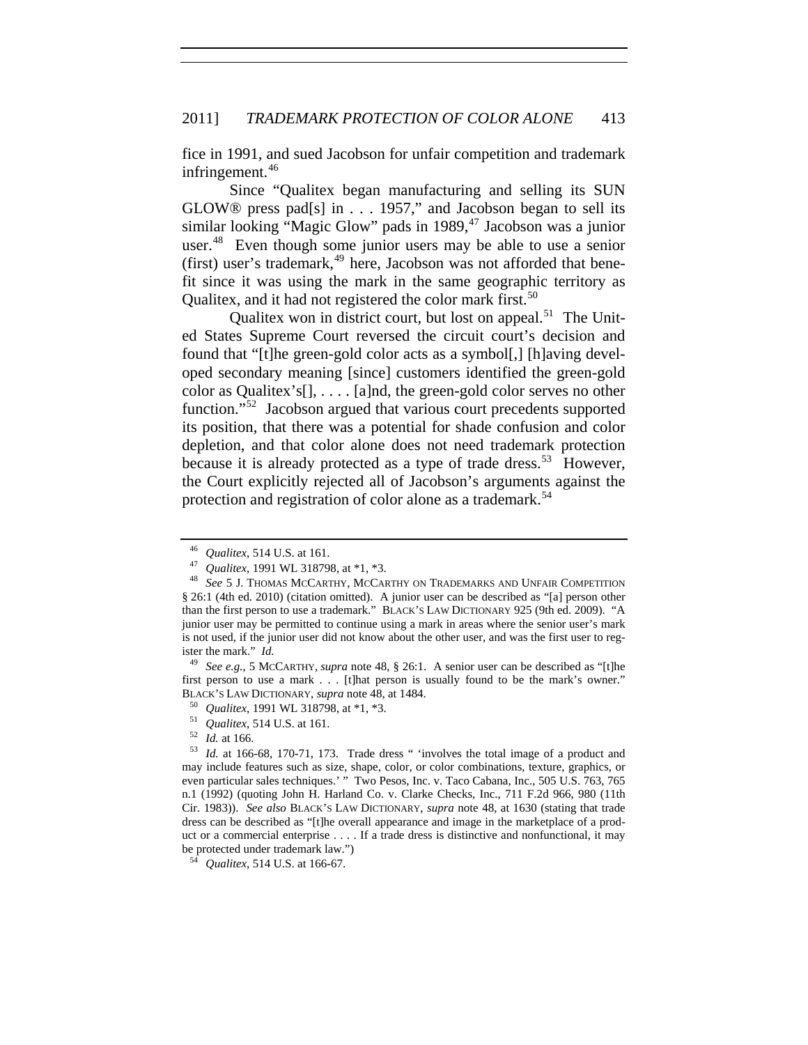fice in 1991, and sued Jacobson for unfair competition and trademark infringement.[46]

Since "Qualitex began manufacturing and selling its SUN GLOW® press pad[s] in . . . 1957," and Jacobson began to sell its similar looking "Magic Glow" pads in 1989,[47] Jacobson was a junior user.[48] Even though some junior users may be able to use a senior (first) user's trademark,[49] here, Jacobson was not afforded that benefit since it was using the mark in the same geographic territory as Qualitex, and it had not registered the color mark first.[50]

Qualitex won in district court, but lost on appeal.[51] The United States Supreme Court reversed the circuit court's decision and found that "[t]he green-gold color acts as a symbol[,] [h]aving developed secondary meaning [since] customers identified the green-gold color as Qualitex's[], . . . . [a]nd, the green-gold color serves no other function."[52] Jacobson argued that various court precedents supported its position, that there was a potential for shade confusion and color depletion, and that color alone does not need trademark protection because it is already protected as a type of trade dress.[53] However, the Court explicitly rejected all of Jacobson's arguments against the protection and registration of color alone as a trademark.[54]

---

[46] *Qualitex*, 514 U.S. at 161.

[47] *Qualitex*, 1991 WL 318798, at \*1, \*3.

[48] *See* 5 J. THOMAS MCCARTHY, MCCARTHY ON TRADEMARKS AND UNFAIR COMPETITION § 26:1 (4th ed. 2010) (citation omitted). A junior user can be described as "[a] person other than the first person to use a trademark." BLACK'S LAW DICTIONARY 925 (9th ed. 2009). "A junior user may be permitted to continue using a mark in areas where the senior user's mark is not used, if the junior user did not know about the other user, and was the first user to register the mark." *Id.*

[49] *See e.g.*, 5 MCCARTHY, *supra* note 48, § 26:1. A senior user can be described as "[t]he first person to use a mark . . . [t]hat person is usually found to be the mark's owner." BLACK'S LAW DICTIONARY, *supra* note 48, at 1484.

[50] *Qualitex*, 1991 WL 318798, at \*1, \*3.

[51] *Qualitex*, 514 U.S. at 161.

[52] *Id.* at 166.

[53] *Id.* at 166-68, 170-71, 173. Trade dress " 'involves the total image of a product and may include features such as size, shape, color, or color combinations, texture, graphics, or even particular sales techniques.' " Two Pesos, Inc. v. Taco Cabana, Inc., 505 U.S. 763, 765 n.1 (1992) (quoting John H. Harland Co. v. Clarke Checks, Inc., 711 F.2d 966, 980 (11th Cir. 1983)). *See also* BLACK'S LAW DICTIONARY, *supra* note 48, at 1630 (stating that trade dress can be described as "[t]he overall appearance and image in the marketplace of a product or a commercial enterprise . . . . If a trade dress is distinctive and nonfunctional, it may be protected under trademark law.")

[54] *Qualitex*, 514 U.S. at 166-67.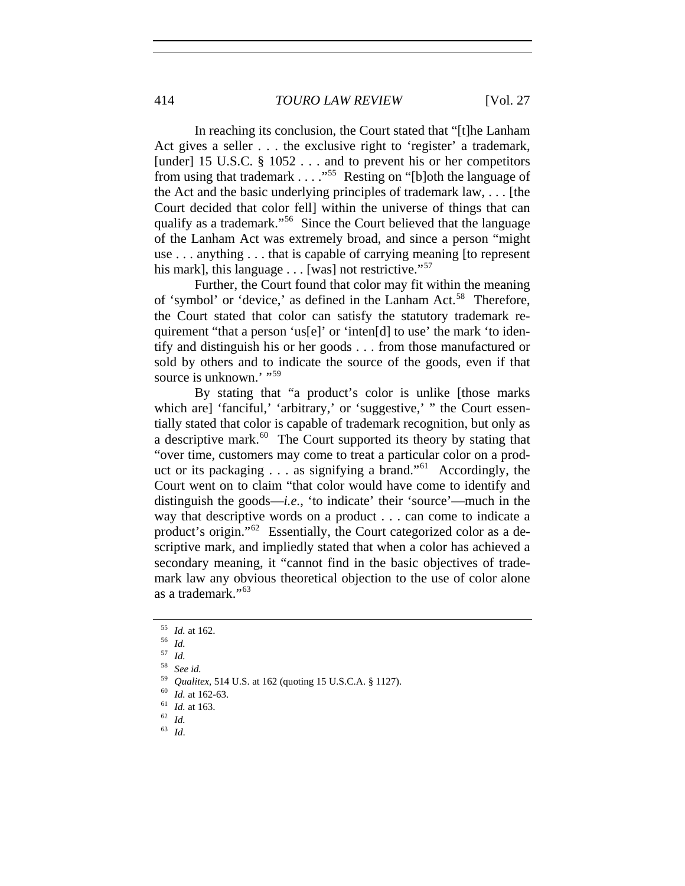In reaching its conclusion, the Court stated that "[t]he Lanham Act gives a seller . . . the exclusive right to 'register' a trademark, [under] 15 U.S.C. § 1052 . . . and to prevent his or her competitors from using that trademark . . . ."[55] Resting on "[b]oth the language of the Act and the basic underlying principles of trademark law, . . . [the Court decided that color fell] within the universe of things that can qualify as a trademark."[56] Since the Court believed that the language of the Lanham Act was extremely broad, and since a person "might use . . . anything . . . that is capable of carrying meaning [to represent his mark], this language . . . [was] not restrictive."[57]

Further, the Court found that color may fit within the meaning of 'symbol' or 'device,' as defined in the Lanham Act.[58] Therefore, the Court stated that color can satisfy the statutory trademark requirement "that a person 'us[e]' or 'inten[d] to use' the mark 'to identify and distinguish his or her goods . . . from those manufactured or sold by others and to indicate the source of the goods, even if that source is unknown.' "[59]

By stating that "a product's color is unlike [those marks which are] 'fanciful,' 'arbitrary,' or 'suggestive,' " the Court essentially stated that color is capable of trademark recognition, but only as a descriptive mark.[60] The Court supported its theory by stating that "over time, customers may come to treat a particular color on a product or its packaging . . . as signifying a brand."[61] Accordingly, the Court went on to claim "that color would have come to identify and distinguish the goods—*i.e.*, 'to indicate' their 'source'—much in the way that descriptive words on a product . . . can come to indicate a product's origin."[62] Essentially, the Court categorized color as a descriptive mark, and impliedly stated that when a color has achieved a secondary meaning, it "cannot find in the basic objectives of trademark law any obvious theoretical objection to the use of color alone as a trademark."[63]

---

[55] *Id.* at 162.

[56] *Id.*

[57] *Id.*

[58] *See id.*

[59] *Qualitex*, 514 U.S. at 162 (quoting 15 U.S.C.A. § 1127).

[60] *Id.* at 162-63.

[61] *Id.* at 163.

[62] *Id.*

[63] *Id*.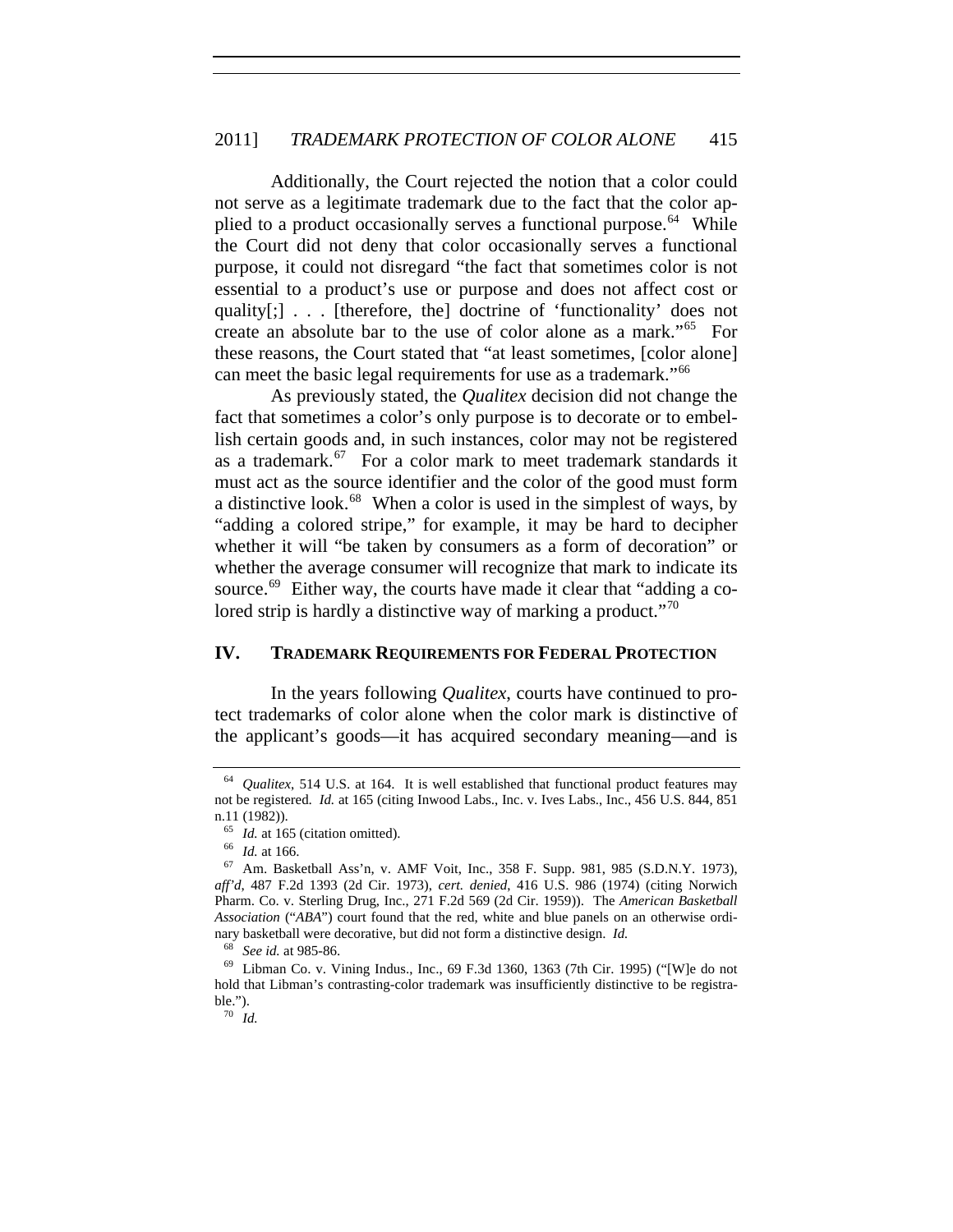Additionally, the Court rejected the notion that a color could not serve as a legitimate trademark due to the fact that the color applied to a product occasionally serves a functional purpose.[64] While the Court did not deny that color occasionally serves a functional purpose, it could not disregard "the fact that sometimes color is not essential to a product's use or purpose and does not affect cost or quality[;] . . . [therefore, the] doctrine of 'functionality' does not create an absolute bar to the use of color alone as a mark."[65] For these reasons, the Court stated that "at least sometimes, [color alone] can meet the basic legal requirements for use as a trademark."[66]

As previously stated, the *Qualitex* decision did not change the fact that sometimes a color's only purpose is to decorate or to embellish certain goods and, in such instances, color may not be registered as a trademark.[67] For a color mark to meet trademark standards it must act as the source identifier and the color of the good must form a distinctive look.[68] When a color is used in the simplest of ways, by "adding a colored stripe," for example, it may be hard to decipher whether it will "be taken by consumers as a form of decoration" or whether the average consumer will recognize that mark to indicate its source.[69] Either way, the courts have made it clear that "adding a colored strip is hardly a distinctive way of marking a product."[70]

## IV. TRADEMARK REQUIREMENTS FOR FEDERAL PROTECTION

In the years following *Qualitex*, courts have continued to protect trademarks of color alone when the color mark is distinctive of the applicant's goods—it has acquired secondary meaning—and is

---

[64] *Qualitex*, 514 U.S. at 164. It is well established that functional product features may not be registered. *Id.* at 165 (citing Inwood Labs., Inc. v. Ives Labs., Inc., 456 U.S. 844, 851 n.11 (1982)).

[65] *Id.* at 165 (citation omitted).

[66] *Id.* at 166.

[67] Am. Basketball Ass'n, v. AMF Voit, Inc., 358 F. Supp. 981, 985 (S.D.N.Y. 1973), *aff'd*, 487 F.2d 1393 (2d Cir. 1973), *cert. denied*, 416 U.S. 986 (1974) (citing Norwich Pharm. Co. v. Sterling Drug, Inc., 271 F.2d 569 (2d Cir. 1959)). The *American Basketball Association* ("*ABA*") court found that the red, white and blue panels on an otherwise ordinary basketball were decorative, but did not form a distinctive design. *Id.*

[68] *See id.* at 985-86.

[69] Libman Co. v. Vining Indus., Inc., 69 F.3d 1360, 1363 (7th Cir. 1995) ("[W]e do not hold that Libman's contrasting-color trademark was insufficiently distinctive to be registrable.").

[70] *Id.*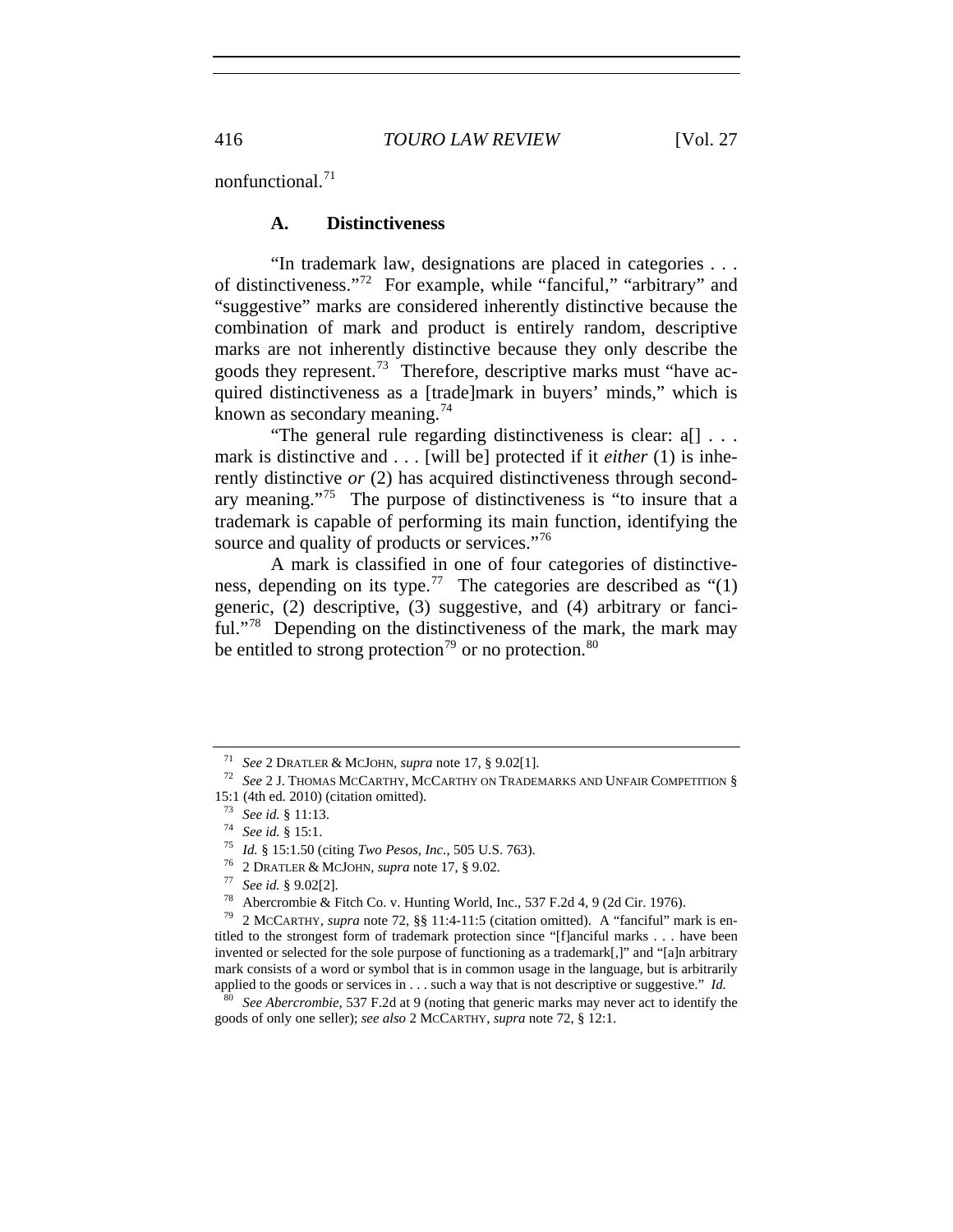nonfunctional.[71]

### A. Distinctiveness

"In trademark law, designations are placed in categories . . . of distinctiveness."[72] For example, while "fanciful," "arbitrary" and "suggestive" marks are considered inherently distinctive because the combination of mark and product is entirely random, descriptive marks are not inherently distinctive because they only describe the goods they represent.[73] Therefore, descriptive marks must "have acquired distinctiveness as a [trade]mark in buyers' minds," which is known as secondary meaning.[74]

"The general rule regarding distinctiveness is clear: a[] . . . mark is distinctive and . . . [will be] protected if it *either* (1) is inherently distinctive *or* (2) has acquired distinctiveness through secondary meaning."[75] The purpose of distinctiveness is "to insure that a trademark is capable of performing its main function, identifying the source and quality of products or services."[76]

A mark is classified in one of four categories of distinctiveness, depending on its type.[77] The categories are described as "(1) generic, (2) descriptive, (3) suggestive, and (4) arbitrary or fanciful."[78] Depending on the distinctiveness of the mark, the mark may be entitled to strong protection[79] or no protection.[80]

---

[71] *See* 2 DRATLER & MCJOHN, *supra* note 17, § 9.02[1].

[72] *See* 2 J. THOMAS MCCARTHY, MCCARTHY ON TRADEMARKS AND UNFAIR COMPETITION § 15:1 (4th ed. 2010) (citation omitted).

[73] *See id.* § 11:13.

[74] *See id.* § 15:1.

[75] *Id.* § 15:1.50 (citing *Two Pesos, Inc.*, 505 U.S. 763).

[76] 2 DRATLER & MCJOHN, *supra* note 17, § 9.02.

[77] *See id.* § 9.02[2].

[78] Abercrombie & Fitch Co. v. Hunting World, Inc., 537 F.2d 4, 9 (2d Cir. 1976).

[79] 2 MCCARTHY, *supra* note 72, §§ 11:4-11:5 (citation omitted). A "fanciful" mark is entitled to the strongest form of trademark protection since "[f]anciful marks . . . have been invented or selected for the sole purpose of functioning as a trademark[,]" and "[a]n arbitrary mark consists of a word or symbol that is in common usage in the language, but is arbitrarily applied to the goods or services in . . . such a way that is not descriptive or suggestive." *Id.*

[80] *See Abercrombie*, 537 F.2d at 9 (noting that generic marks may never act to identify the goods of only one seller); *see also* 2 MCCARTHY, *supra* note 72, § 12:1.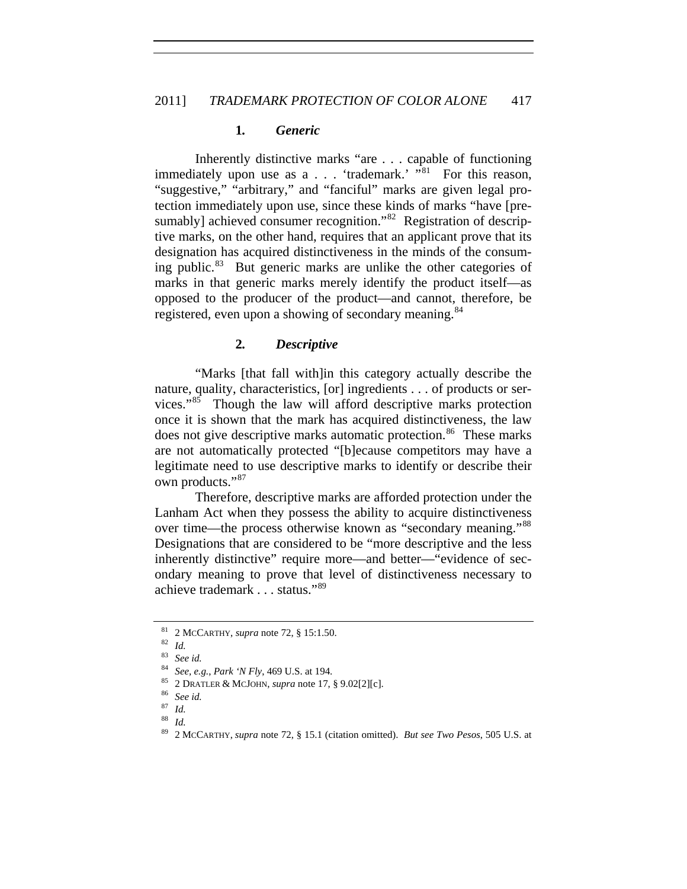### 1. *Generic*

Inherently distinctive marks "are . . . capable of functioning immediately upon use as a . . . 'trademark.' "[81] For this reason, "suggestive," "arbitrary," and "fanciful" marks are given legal protection immediately upon use, since these kinds of marks "have [presumably] achieved consumer recognition."[82] Registration of descriptive marks, on the other hand, requires that an applicant prove that its designation has acquired distinctiveness in the minds of the consuming public.[83] But generic marks are unlike the other categories of marks in that generic marks merely identify the product itself—as opposed to the producer of the product—and cannot, therefore, be registered, even upon a showing of secondary meaning.[84]

### 2. *Descriptive*

"Marks [that fall with]in this category actually describe the nature, quality, characteristics, [or] ingredients . . . of products or services."[85] Though the law will afford descriptive marks protection once it is shown that the mark has acquired distinctiveness, the law does not give descriptive marks automatic protection.[86] These marks are not automatically protected "[b]ecause competitors may have a legitimate need to use descriptive marks to identify or describe their own products."[87]

Therefore, descriptive marks are afforded protection under the Lanham Act when they possess the ability to acquire distinctiveness over time—the process otherwise known as "secondary meaning."[88] Designations that are considered to be "more descriptive and the less inherently distinctive" require more—and better—"evidence of secondary meaning to prove that level of distinctiveness necessary to achieve trademark . . . status."[89]

---

[81] 2 McCarthy, *supra* note 72, § 15:1.50.

[82] *Id.*

[83] *See id.*

[84] *See, e.g.*, *Park 'N Fly*, 469 U.S. at 194.

[85] 2 Dratler & McJohn, *supra* note 17, § 9.02[2][c].

[86] *See id.*

[87] *Id.*

[88] *Id.*

[89] 2 McCarthy, *supra* note 72, § 15.1 (citation omitted). *But see Two Pesos*, 505 U.S. at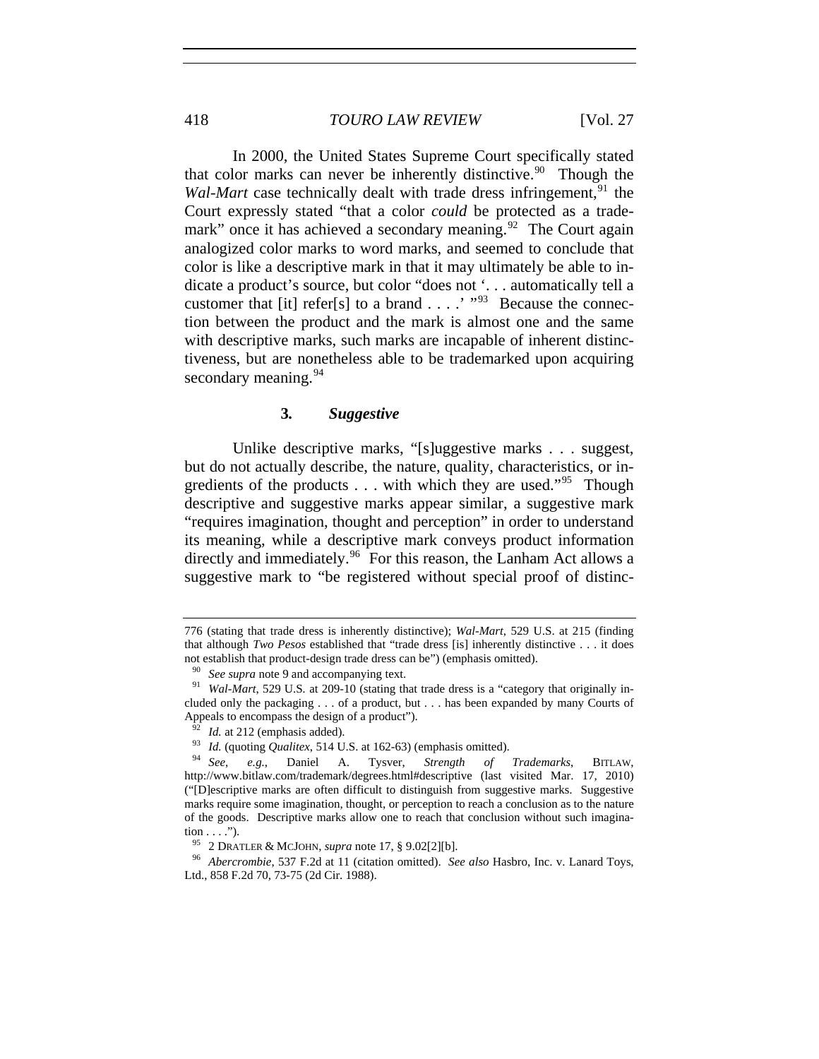In 2000, the United States Supreme Court specifically stated that color marks can never be inherently distinctive.[90] Though the *Wal-Mart* case technically dealt with trade dress infringement,[91] the Court expressly stated "that a color *could* be protected as a trademark" once it has achieved a secondary meaning.[92] The Court again analogized color marks to word marks, and seemed to conclude that color is like a descriptive mark in that it may ultimately be able to indicate a product's source, but color "does not '. . . automatically tell a customer that [it] refer[s] to a brand . . . .' "[93] Because the connection between the product and the mark is almost one and the same with descriptive marks, such marks are incapable of inherent distinctiveness, but are nonetheless able to be trademarked upon acquiring secondary meaning.[94]

### 3. *Suggestive*

Unlike descriptive marks, "[s]uggestive marks . . . suggest, but do not actually describe, the nature, quality, characteristics, or ingredients of the products . . . with which they are used."[95] Though descriptive and suggestive marks appear similar, a suggestive mark "requires imagination, thought and perception" in order to understand its meaning, while a descriptive mark conveys product information directly and immediately.[96] For this reason, the Lanham Act allows a suggestive mark to "be registered without special proof of distinc-

---

776 (stating that trade dress is inherently distinctive); *Wal-Mart*, 529 U.S. at 215 (finding that although *Two Pesos* established that "trade dress [is] inherently distinctive . . . it does not establish that product-design trade dress can be") (emphasis omitted).

[90] *See supra* note 9 and accompanying text.

[91] *Wal-Mart*, 529 U.S. at 209-10 (stating that trade dress is a "category that originally included only the packaging . . . of a product, but . . . has been expanded by many Courts of Appeals to encompass the design of a product").

[92] *Id.* at 212 (emphasis added).

[93] *Id.* (quoting *Qualitex*, 514 U.S. at 162-63) (emphasis omitted).

[94] *See, e.g.*, Daniel A. Tysver, *Strength of Trademarks*, BITLAW, http://www.bitlaw.com/trademark/degrees.html#descriptive (last visited Mar. 17, 2010) ("[D]escriptive marks are often difficult to distinguish from suggestive marks. Suggestive marks require some imagination, thought, or perception to reach a conclusion as to the nature of the goods. Descriptive marks allow one to reach that conclusion without such imagination . . . .").

[95] 2 DRATLER & MCJOHN, *supra* note 17, § 9.02[2][b].

[96] *Abercrombie*, 537 F.2d at 11 (citation omitted). *See also* Hasbro, Inc. v. Lanard Toys, Ltd., 858 F.2d 70, 73-75 (2d Cir. 1988).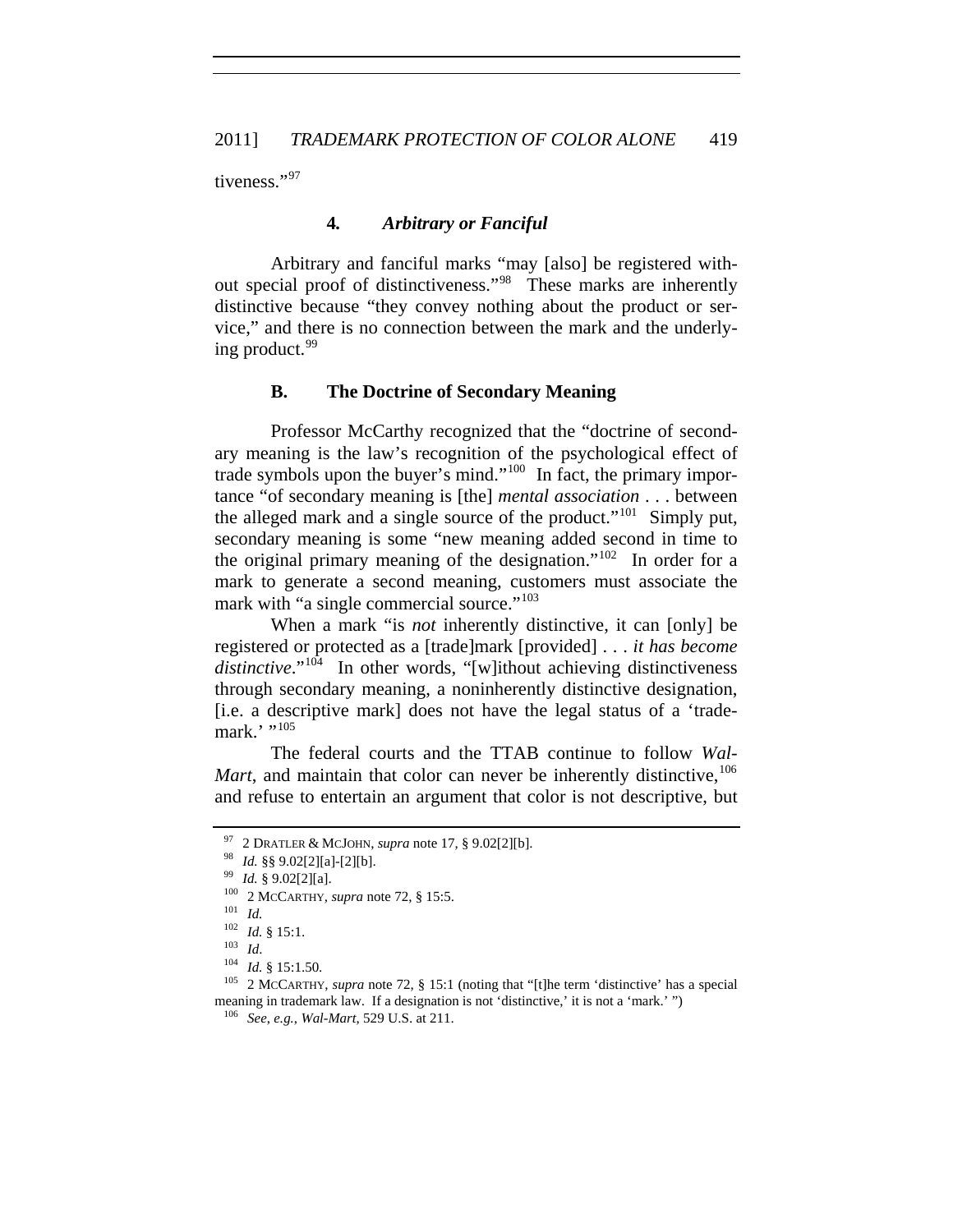tiveness."[97]

### 4. *Arbitrary or Fanciful*

Arbitrary and fanciful marks "may [also] be registered without special proof of distinctiveness."[98] These marks are inherently distinctive because "they convey nothing about the product or service," and there is no connection between the mark and the underlying product.[99]

## B. The Doctrine of Secondary Meaning

Professor McCarthy recognized that the "doctrine of secondary meaning is the law's recognition of the psychological effect of trade symbols upon the buyer's mind."[100] In fact, the primary importance "of secondary meaning is [the] *mental association* . . . between the alleged mark and a single source of the product."[101] Simply put, secondary meaning is some "new meaning added second in time to the original primary meaning of the designation."[102] In order for a mark to generate a second meaning, customers must associate the mark with "a single commercial source."[103]

When a mark "is *not* inherently distinctive, it can [only] be registered or protected as a [trade]mark [provided] . . . *it has become distinctive*."[104] In other words, "[w]ithout achieving distinctiveness through secondary meaning, a noninherently distinctive designation, [i.e. a descriptive mark] does not have the legal status of a 'trademark.' "[105]

The federal courts and the TTAB continue to follow *Wal-Mart*, and maintain that color can never be inherently distinctive,[106] and refuse to entertain an argument that color is not descriptive, but

---

[97] 2 DRATLER & MCJOHN, *supra* note 17, § 9.02[2][b].

[98] *Id.* §§ 9.02[2][a]-[2][b].

[99] *Id.* § 9.02[2][a].

[100] 2 MCCARTHY, *supra* note 72, § 15:5.

[101] *Id.*

[102] *Id.* § 15:1.

[103] *Id*.

[104] *Id.* § 15:1.50.

[105] 2 MCCARTHY, *supra* note 72, § 15:1 (noting that "[t]he term 'distinctive' has a special meaning in trademark law. If a designation is not 'distinctive,' it is not a 'mark.' ")

[106] *See, e.g.*, *Wal-Mart*, 529 U.S. at 211.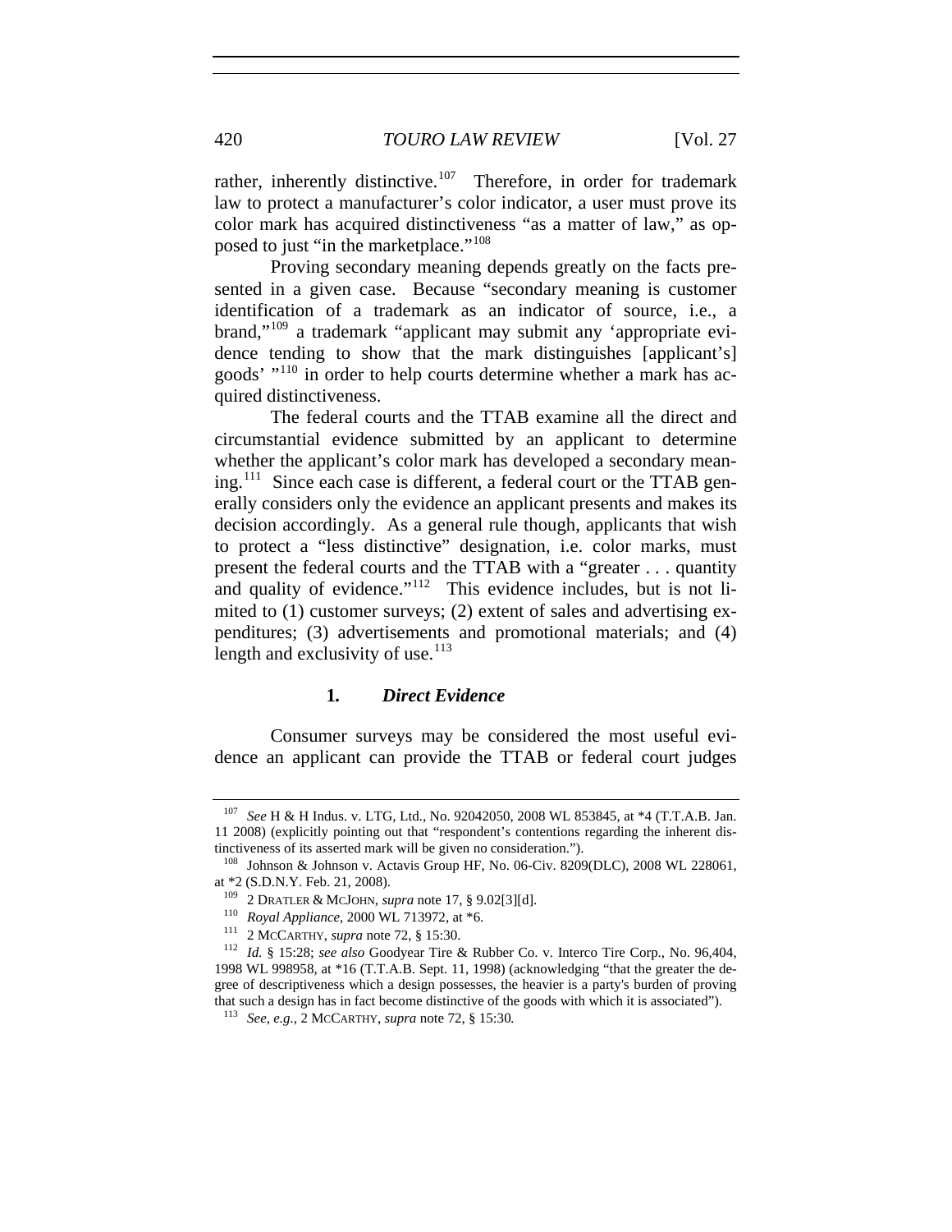rather, inherently distinctive.[107] Therefore, in order for trademark law to protect a manufacturer's color indicator, a user must prove its color mark has acquired distinctiveness "as a matter of law," as opposed to just "in the marketplace."[108]

Proving secondary meaning depends greatly on the facts presented in a given case. Because "secondary meaning is customer identification of a trademark as an indicator of source, i.e., a brand,"[109] a trademark "applicant may submit any 'appropriate evidence tending to show that the mark distinguishes [applicant's] goods' "[110] in order to help courts determine whether a mark has acquired distinctiveness.

The federal courts and the TTAB examine all the direct and circumstantial evidence submitted by an applicant to determine whether the applicant's color mark has developed a secondary meaning.[111] Since each case is different, a federal court or the TTAB generally considers only the evidence an applicant presents and makes its decision accordingly. As a general rule though, applicants that wish to protect a "less distinctive" designation, i.e. color marks, must present the federal courts and the TTAB with a "greater . . . quantity and quality of evidence."[112] This evidence includes, but is not limited to (1) customer surveys; (2) extent of sales and advertising expenditures; (3) advertisements and promotional materials; and (4) length and exclusivity of use.[113]

### 1. *Direct Evidence*

Consumer surveys may be considered the most useful evidence an applicant can provide the TTAB or federal court judges

---

[107] *See* H & H Indus. v. LTG, Ltd., No. 92042050, 2008 WL 853845, at *4 (T.T.A.B. Jan. 11 2008) (explicitly pointing out that "respondent's contentions regarding the inherent distinctiveness of its asserted mark will be given no consideration.").

[108] Johnson & Johnson v. Actavis Group HF, No. 06-Civ. 8209(DLC), 2008 WL 228061, at *2 (S.D.N.Y. Feb. 21, 2008).

[109] 2 DRATLER & MCJOHN, *supra* note 17, § 9.02[3][d].

[110] *Royal Appliance*, 2000 WL 713972, at *6.

[111] 2 MCCARTHY, *supra* note 72, § 15:30.

[112] *Id.* § 15:28; *see also* Goodyear Tire & Rubber Co. v. Interco Tire Corp., No. 96,404, 1998 WL 998958, at *16 (T.T.A.B. Sept. 11, 1998) (acknowledging "that the greater the degree of descriptiveness which a design possesses, the heavier is a party's burden of proving that such a design has in fact become distinctive of the goods with which it is associated").

[113] *See, e.g.*, 2 MCCARTHY, *supra* note 72, § 15:30.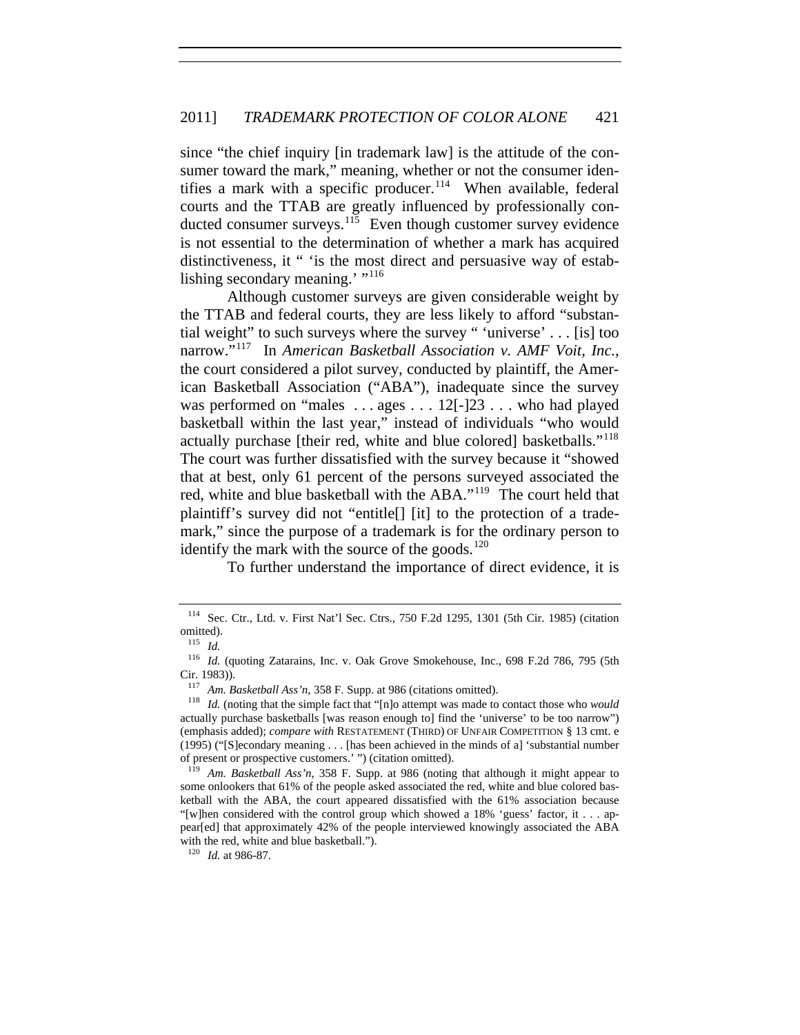since "the chief inquiry [in trademark law] is the attitude of the consumer toward the mark," meaning, whether or not the consumer identifies a mark with a specific producer.[114] When available, federal courts and the TTAB are greatly influenced by professionally conducted consumer surveys.[115] Even though customer survey evidence is not essential to the determination of whether a mark has acquired distinctiveness, it " 'is the most direct and persuasive way of establishing secondary meaning.' "[116]

Although customer surveys are given considerable weight by the TTAB and federal courts, they are less likely to afford "substantial weight" to such surveys where the survey " 'universe' . . . [is] too narrow."[117] In *American Basketball Association v. AMF Voit, Inc.*, the court considered a pilot survey, conducted by plaintiff, the American Basketball Association ("ABA"), inadequate since the survey was performed on "males . . . ages . . . 12[-]23 . . . who had played basketball within the last year," instead of individuals "who would actually purchase [their red, white and blue colored] basketballs."[118] The court was further dissatisfied with the survey because it "showed that at best, only 61 percent of the persons surveyed associated the red, white and blue basketball with the ABA."[119] The court held that plaintiff's survey did not "entitle[] [it] to the protection of a trademark," since the purpose of a trademark is for the ordinary person to identify the mark with the source of the goods.[120]

To further understand the importance of direct evidence, it is

---

[114] Sec. Ctr., Ltd. v. First Nat'l Sec. Ctrs., 750 F.2d 1295, 1301 (5th Cir. 1985) (citation omitted).

[115] *Id.*

[116] *Id.* (quoting Zatarains, Inc. v. Oak Grove Smokehouse, Inc., 698 F.2d 786, 795 (5th Cir. 1983)).

[117] *Am. Basketball Ass'n*, 358 F. Supp. at 986 (citations omitted).

[118] *Id.* (noting that the simple fact that "[n]o attempt was made to contact those who *would* actually purchase basketballs [was reason enough to] find the 'universe' to be too narrow") (emphasis added); *compare with* RESTATEMENT (THIRD) OF UNFAIR COMPETITION § 13 cmt. e (1995) ("[S]econdary meaning . . . [has been achieved in the minds of a] 'substantial number of present or prospective customers.' ") (citation omitted).

[119] *Am. Basketball Ass'n*, 358 F. Supp. at 986 (noting that although it might appear to some onlookers that 61% of the people asked associated the red, white and blue colored basketball with the ABA, the court appeared dissatisfied with the 61% association because "[w]hen considered with the control group which showed a 18% 'guess' factor, it . . . appear[ed] that approximately 42% of the people interviewed knowingly associated the ABA with the red, white and blue basketball.").

[120] *Id.* at 986-87.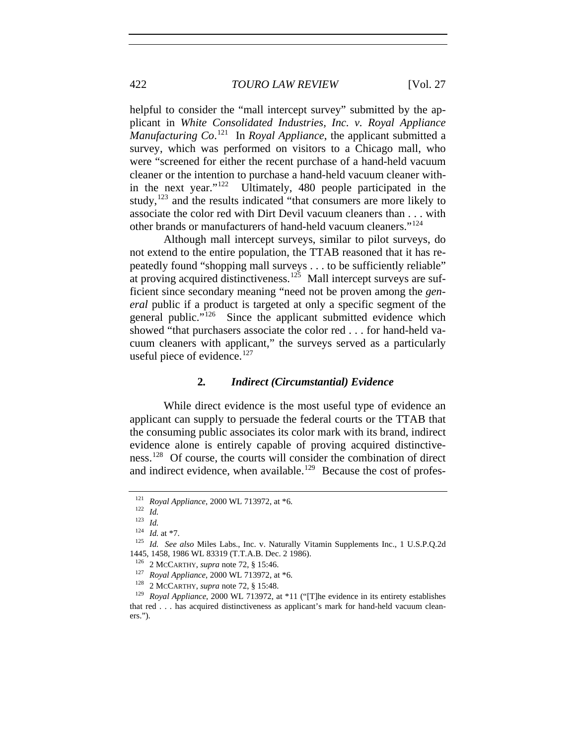helpful to consider the "mall intercept survey" submitted by the applicant in *White Consolidated Industries, Inc. v. Royal Appliance Manufacturing Co*.[121] In *Royal Appliance*, the applicant submitted a survey, which was performed on visitors to a Chicago mall, who were "screened for either the recent purchase of a hand-held vacuum cleaner or the intention to purchase a hand-held vacuum cleaner within the next year."[122] Ultimately, 480 people participated in the study,[123] and the results indicated "that consumers are more likely to associate the color red with Dirt Devil vacuum cleaners than . . . with other brands or manufacturers of hand-held vacuum cleaners."[124]

Although mall intercept surveys, similar to pilot surveys, do not extend to the entire population, the TTAB reasoned that it has repeatedly found "shopping mall surveys . . . to be sufficiently reliable" at proving acquired distinctiveness.[125] Mall intercept surveys are sufficient since secondary meaning "need not be proven among the *general* public if a product is targeted at only a specific segment of the general public."[126] Since the applicant submitted evidence which showed "that purchasers associate the color red . . . for hand-held vacuum cleaners with applicant," the surveys served as a particularly useful piece of evidence.[127]

### 2. *Indirect (Circumstantial) Evidence*

While direct evidence is the most useful type of evidence an applicant can supply to persuade the federal courts or the TTAB that the consuming public associates its color mark with its brand, indirect evidence alone is entirely capable of proving acquired distinctiveness.[128] Of course, the courts will consider the combination of direct and indirect evidence, when available.[129] Because the cost of profes-

---

[121] *Royal Appliance*, 2000 WL 713972, at *6.

[122] *Id.*

[123] *Id.*

[124] *Id.* at *7.

[125] *Id. See also* Miles Labs., Inc. v. Naturally Vitamin Supplements Inc., 1 U.S.P.Q.2d 1445, 1458, 1986 WL 83319 (T.T.A.B. Dec. 2 1986).

[126] 2 MCCARTHY, *supra* note 72, § 15:46.

[127] *Royal Appliance*, 2000 WL 713972, at *6.

[128] 2 MCCARTHY, *supra* note 72, § 15:48.

[129] *Royal Appliance*, 2000 WL 713972, at *11 ("[T]he evidence in its entirety establishes that red . . . has acquired distinctiveness as applicant's mark for hand-held vacuum cleaners.").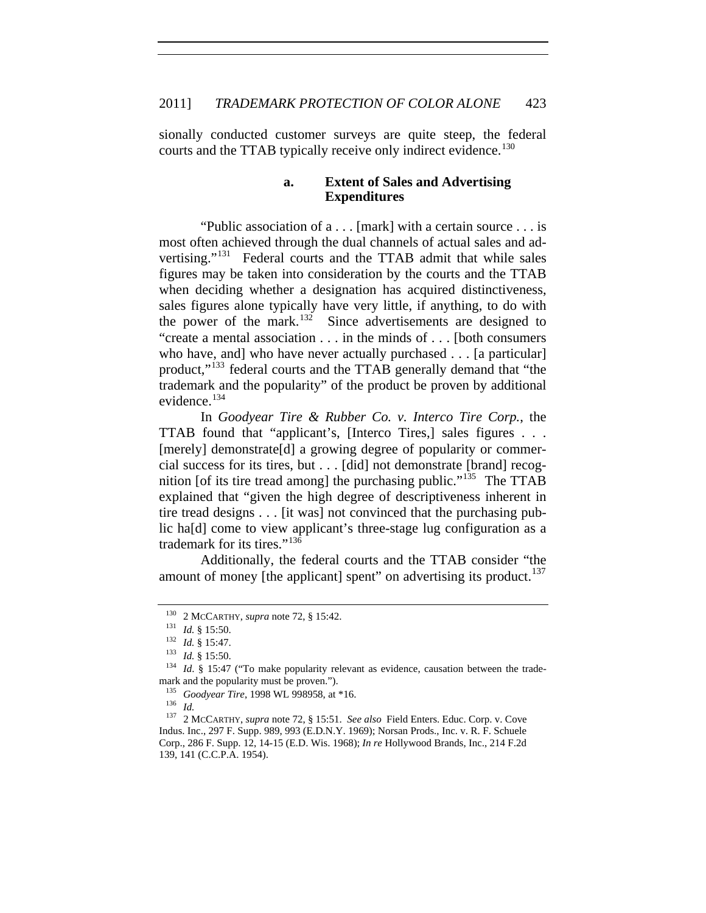sionally conducted customer surveys are quite steep, the federal courts and the TTAB typically receive only indirect evidence.[130]

#### a. Extent of Sales and Advertising Expenditures

"Public association of a . . . [mark] with a certain source . . . is most often achieved through the dual channels of actual sales and advertising."[131] Federal courts and the TTAB admit that while sales figures may be taken into consideration by the courts and the TTAB when deciding whether a designation has acquired distinctiveness, sales figures alone typically have very little, if anything, to do with the power of the mark.[132] Since advertisements are designed to "create a mental association . . . in the minds of . . . [both consumers who have, and] who have never actually purchased . . . [a particular] product,"[133] federal courts and the TTAB generally demand that "the trademark and the popularity" of the product be proven by additional evidence.[134]

In *Goodyear Tire & Rubber Co. v. Interco Tire Corp.*, the TTAB found that "applicant's, [Interco Tires,] sales figures . . . [merely] demonstrate[d] a growing degree of popularity or commercial success for its tires, but . . . [did] not demonstrate [brand] recognition [of its tire tread among] the purchasing public."[135] The TTAB explained that "given the high degree of descriptiveness inherent in tire tread designs . . . [it was] not convinced that the purchasing public ha[d] come to view applicant's three-stage lug configuration as a trademark for its tires."[136]

Additionally, the federal courts and the TTAB consider "the amount of money [the applicant] spent" on advertising its product.[137]

---

[130] 2 MCCARTHY, *supra* note 72, § 15:42.

[131] *Id.* § 15:50.

[132] *Id.* § 15:47.

[133] *Id.* § 15:50.

[134] *Id*. § 15:47 ("To make popularity relevant as evidence, causation between the trademark and the popularity must be proven.").

[135] *Goodyear Tire*, 1998 WL 998958, at *16.

[136] *Id.*

[137] 2 MCCARTHY, *supra* note 72, § 15:51. *See also* Field Enters. Educ. Corp. v. Cove Indus. Inc., 297 F. Supp. 989, 993 (E.D.N.Y. 1969); Norsan Prods., Inc. v. R. F. Schuele Corp., 286 F. Supp. 12, 14-15 (E.D. Wis. 1968); *In re* Hollywood Brands, Inc., 214 F.2d 139, 141 (C.C.P.A. 1954).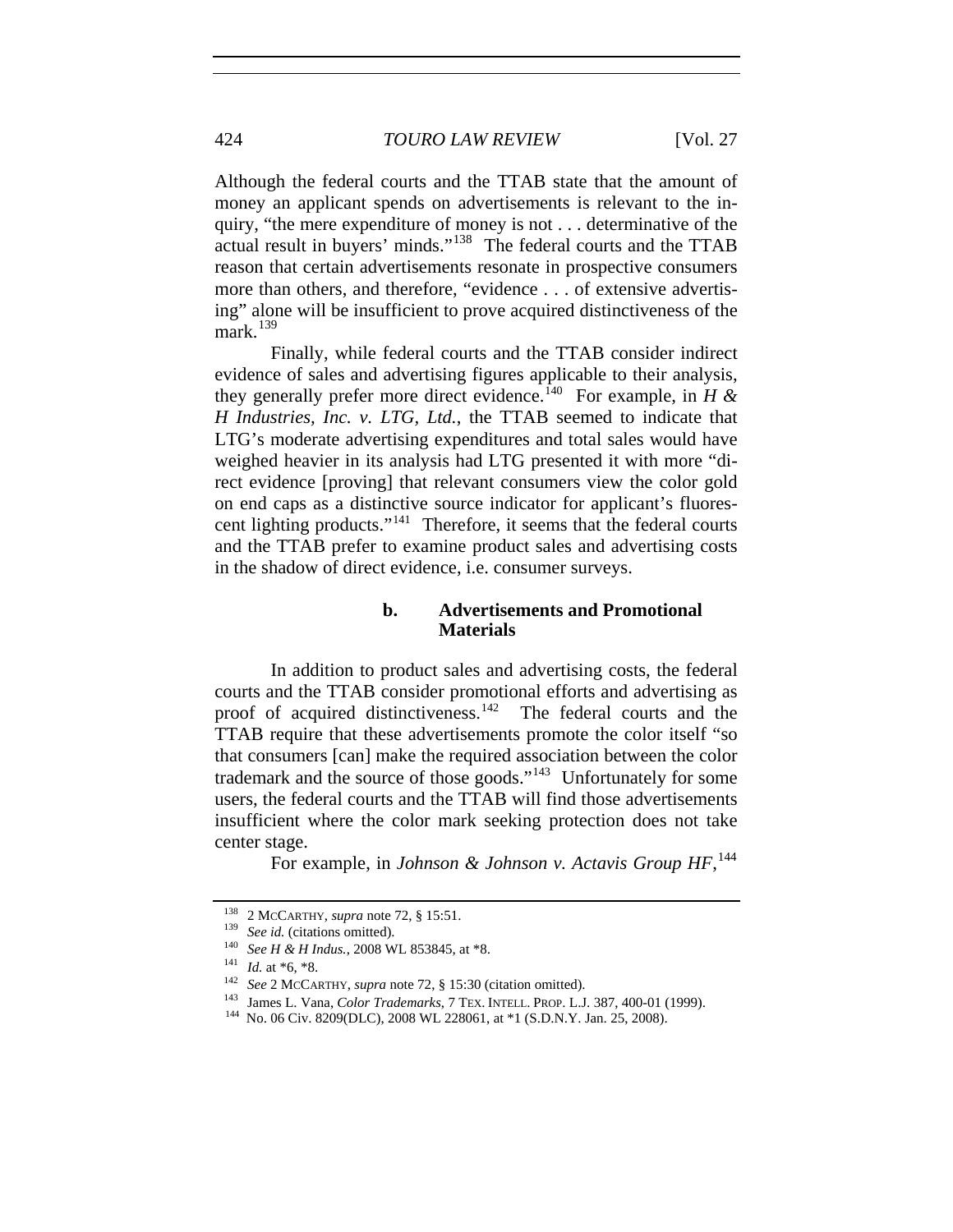Although the federal courts and the TTAB state that the amount of money an applicant spends on advertisements is relevant to the inquiry, "the mere expenditure of money is not . . . determinative of the actual result in buyers' minds."[138] The federal courts and the TTAB reason that certain advertisements resonate in prospective consumers more than others, and therefore, "evidence . . . of extensive advertising" alone will be insufficient to prove acquired distinctiveness of the mark.[139]

Finally, while federal courts and the TTAB consider indirect evidence of sales and advertising figures applicable to their analysis, they generally prefer more direct evidence.[140] For example, in *H & H Industries, Inc. v. LTG, Ltd.*, the TTAB seemed to indicate that LTG's moderate advertising expenditures and total sales would have weighed heavier in its analysis had LTG presented it with more "direct evidence [proving] that relevant consumers view the color gold on end caps as a distinctive source indicator for applicant's fluorescent lighting products."[141] Therefore, it seems that the federal courts and the TTAB prefer to examine product sales and advertising costs in the shadow of direct evidence, i.e. consumer surveys.

#### b. Advertisements and Promotional Materials

In addition to product sales and advertising costs, the federal courts and the TTAB consider promotional efforts and advertising as proof of acquired distinctiveness.[142] The federal courts and the TTAB require that these advertisements promote the color itself "so that consumers [can] make the required association between the color trademark and the source of those goods."[143] Unfortunately for some users, the federal courts and the TTAB will find those advertisements insufficient where the color mark seeking protection does not take center stage.

For example, in *Johnson & Johnson v. Actavis Group HF*,[144]

---

[138] 2 McCarthy, *supra* note 72, § 15:51.

[139] *See id.* (citations omitted).

[140] *See H & H Indus.*, 2008 WL 853845, at *8.

[141] *Id.* at *6, *8.

[142] *See* 2 McCarthy, *supra* note 72, § 15:30 (citation omitted).

[143] James L. Vana, *Color Trademarks*, 7 Tex. Intell. Prop. L.J. 387, 400-01 (1999).

[144] No. 06 Civ. 8209(DLC), 2008 WL 228061, at *1 (S.D.N.Y. Jan. 25, 2008).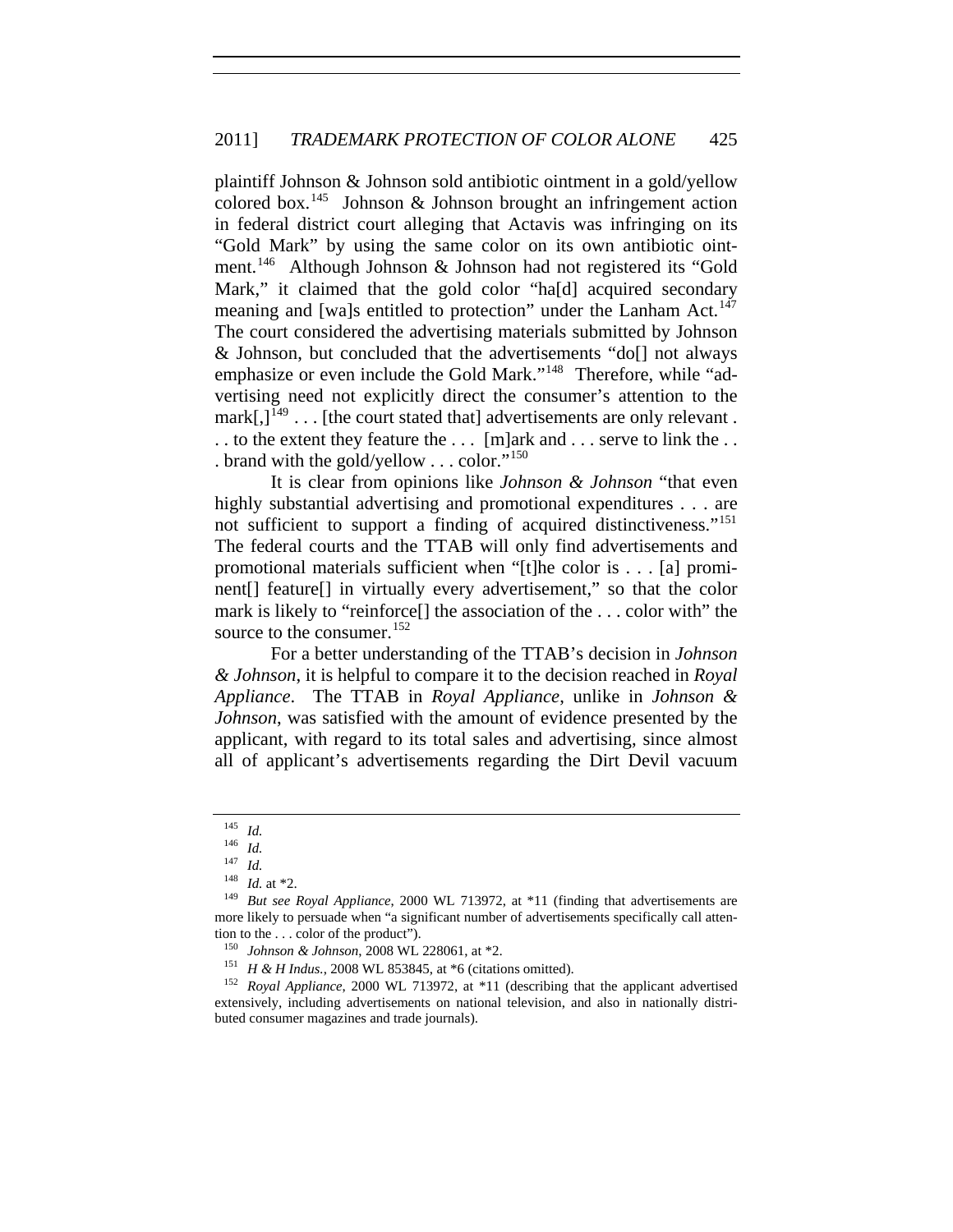plaintiff Johnson & Johnson sold antibiotic ointment in a gold/yellow colored box.[145] Johnson & Johnson brought an infringement action in federal district court alleging that Actavis was infringing on its "Gold Mark" by using the same color on its own antibiotic ointment.[146] Although Johnson & Johnson had not registered its "Gold Mark," it claimed that the gold color "ha[d] acquired secondary meaning and [wa]s entitled to protection" under the Lanham Act.[147] The court considered the advertising materials submitted by Johnson & Johnson, but concluded that the advertisements "do[] not always emphasize or even include the Gold Mark."[148] Therefore, while "advertising need not explicitly direct the consumer's attention to the mark[,][149] . . . [the court stated that] advertisements are only relevant . . . to the extent they feature the . . . [m]ark and . . . serve to link the . . . brand with the gold/yellow . . . color."[150]

It is clear from opinions like *Johnson & Johnson* "that even highly substantial advertising and promotional expenditures . . . are not sufficient to support a finding of acquired distinctiveness."[151] The federal courts and the TTAB will only find advertisements and promotional materials sufficient when "[t]he color is . . . [a] prominent[] feature[] in virtually every advertisement," so that the color mark is likely to "reinforce[] the association of the . . . color with" the source to the consumer.[152]

For a better understanding of the TTAB's decision in *Johnson & Johnson*, it is helpful to compare it to the decision reached in *Royal Appliance*. The TTAB in *Royal Appliance*, unlike in *Johnson & Johnson*, was satisfied with the amount of evidence presented by the applicant, with regard to its total sales and advertising, since almost all of applicant's advertisements regarding the Dirt Devil vacuum

---

[145] *Id.*

[146] *Id.*

[147] *Id.*

[148] *Id.* at *2.

[149] *But see Royal Appliance*, 2000 WL 713972, at *11 (finding that advertisements are more likely to persuade when "a significant number of advertisements specifically call attention to the . . . color of the product").

[150] *Johnson & Johnson*, 2008 WL 228061, at *2.

[151] *H & H Indus.*, 2008 WL 853845, at *6 (citations omitted).

[152] *Royal Appliance*, 2000 WL 713972, at *11 (describing that the applicant advertised extensively, including advertisements on national television, and also in nationally distributed consumer magazines and trade journals).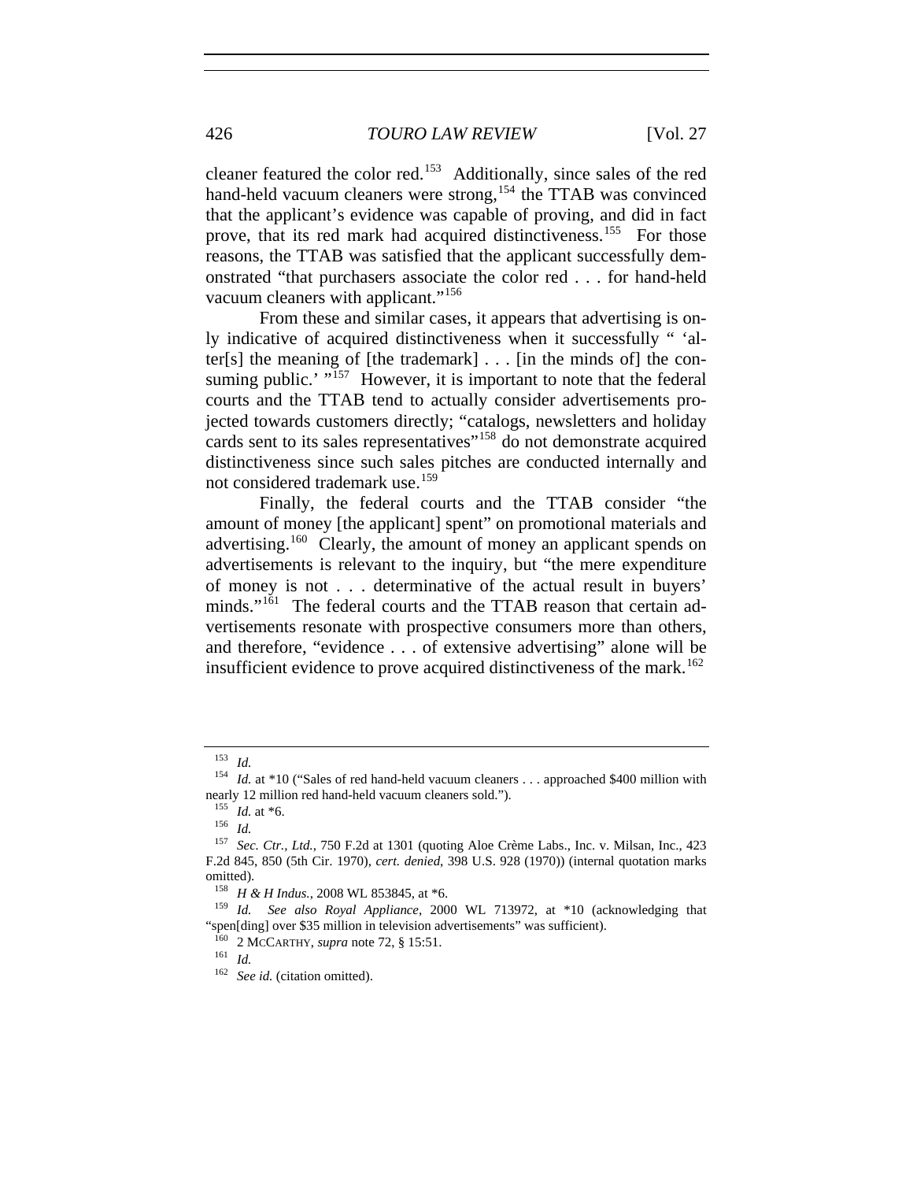cleaner featured the color red.[153] Additionally, since sales of the red hand-held vacuum cleaners were strong,[154] the TTAB was convinced that the applicant's evidence was capable of proving, and did in fact prove, that its red mark had acquired distinctiveness.[155] For those reasons, the TTAB was satisfied that the applicant successfully demonstrated "that purchasers associate the color red . . . for hand-held vacuum cleaners with applicant."[156]

From these and similar cases, it appears that advertising is only indicative of acquired distinctiveness when it successfully " 'alter[s] the meaning of [the trademark] . . . [in the minds of] the consuming public.' "[157] However, it is important to note that the federal courts and the TTAB tend to actually consider advertisements projected towards customers directly; "catalogs, newsletters and holiday cards sent to its sales representatives"[158] do not demonstrate acquired distinctiveness since such sales pitches are conducted internally and not considered trademark use.[159]

Finally, the federal courts and the TTAB consider "the amount of money [the applicant] spent" on promotional materials and advertising.[160] Clearly, the amount of money an applicant spends on advertisements is relevant to the inquiry, but "the mere expenditure of money is not . . . determinative of the actual result in buyers' minds."[161] The federal courts and the TTAB reason that certain advertisements resonate with prospective consumers more than others, and therefore, "evidence . . . of extensive advertising" alone will be insufficient evidence to prove acquired distinctiveness of the mark.[162]

---

[153] *Id.*

[154] *Id.* at *10 ("Sales of red hand-held vacuum cleaners . . . approached $400 million with nearly 12 million red hand-held vacuum cleaners sold.").

[155] *Id.* at *6.

[156] *Id.*

[157] *Sec. Ctr., Ltd.*, 750 F.2d at 1301 (quoting Aloe Crème Labs., Inc. v. Milsan, Inc., 423 F.2d 845, 850 (5th Cir. 1970), *cert. denied*, 398 U.S. 928 (1970)) (internal quotation marks omitted).

[158] *H & H Indus.*, 2008 WL 853845, at *6.

[159] *Id. See also Royal Appliance*, 2000 WL 713972, at *10 (acknowledging that "spen[ding] over $35 million in television advertisements" was sufficient).

[160] 2 MCCARTHY, *supra* note 72, § 15:51.

[161] *Id.*

[162] *See id.* (citation omitted).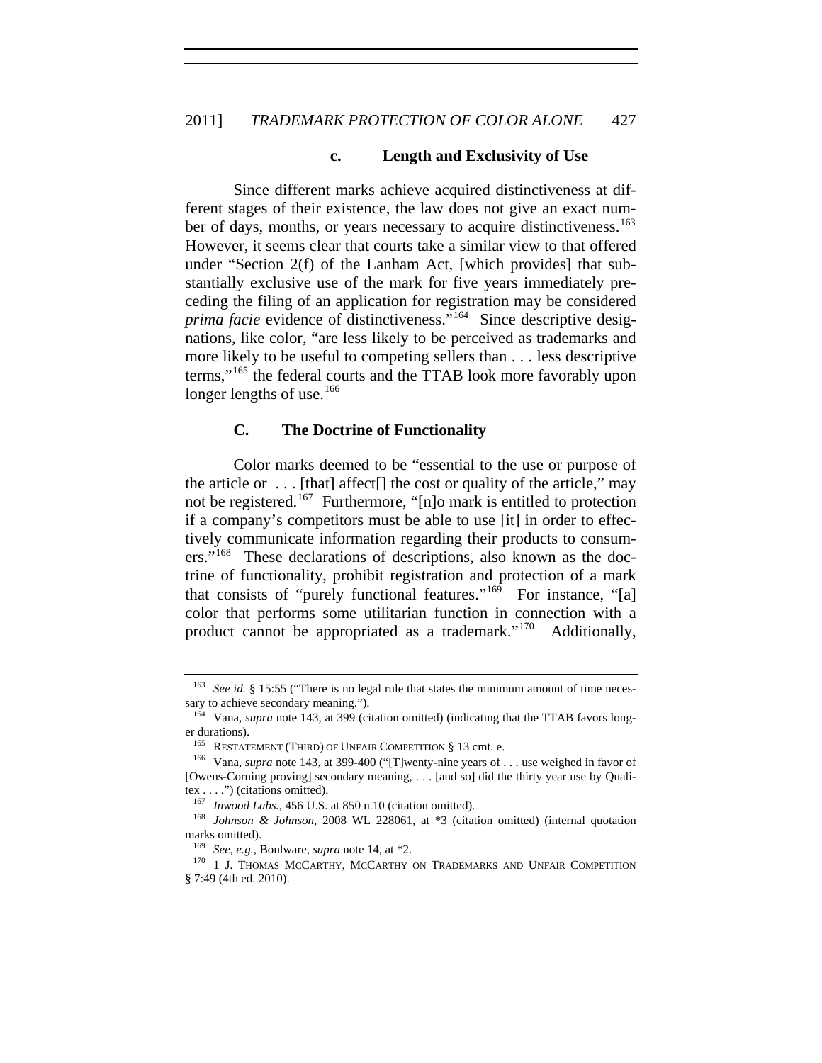#### c. Length and Exclusivity of Use

Since different marks achieve acquired distinctiveness at different stages of their existence, the law does not give an exact number of days, months, or years necessary to acquire distinctiveness.[163] However, it seems clear that courts take a similar view to that offered under "Section 2(f) of the Lanham Act, [which provides] that substantially exclusive use of the mark for five years immediately preceding the filing of an application for registration may be considered *prima facie* evidence of distinctiveness."[164] Since descriptive designations, like color, "are less likely to be perceived as trademarks and more likely to be useful to competing sellers than . . . less descriptive terms,"[165] the federal courts and the TTAB look more favorably upon longer lengths of use.[166]

### C. The Doctrine of Functionality

Color marks deemed to be "essential to the use or purpose of the article or . . . [that] affect[] the cost or quality of the article," may not be registered.[167] Furthermore, "[n]o mark is entitled to protection if a company's competitors must be able to use [it] in order to effectively communicate information regarding their products to consumers."[168] These declarations of descriptions, also known as the doctrine of functionality, prohibit registration and protection of a mark that consists of "purely functional features."[169] For instance, "[a] color that performs some utilitarian function in connection with a product cannot be appropriated as a trademark."[170] Additionally,

---

[163] *See id.* § 15:55 ("There is no legal rule that states the minimum amount of time necessary to achieve secondary meaning.").

[164] Vana, *supra* note 143, at 399 (citation omitted) (indicating that the TTAB favors longer durations).

[165] RESTATEMENT (THIRD) OF UNFAIR COMPETITION § 13 cmt. e.

[166] Vana, *supra* note 143, at 399-400 ("[T]wenty-nine years of . . . use weighed in favor of [Owens-Corning proving] secondary meaning, . . . [and so] did the thirty year use by Qualitex . . . .") (citations omitted).

[167] *Inwood Labs.*, 456 U.S. at 850 n.10 (citation omitted).

[168] *Johnson & Johnson*, 2008 WL 228061, at *3 (citation omitted) (internal quotation marks omitted).

[169] *See, e.g.*, Boulware, *supra* note 14, at *2.

[170] 1 J. THOMAS MCCARTHY, MCCARTHY ON TRADEMARKS AND UNFAIR COMPETITION § 7:49 (4th ed. 2010).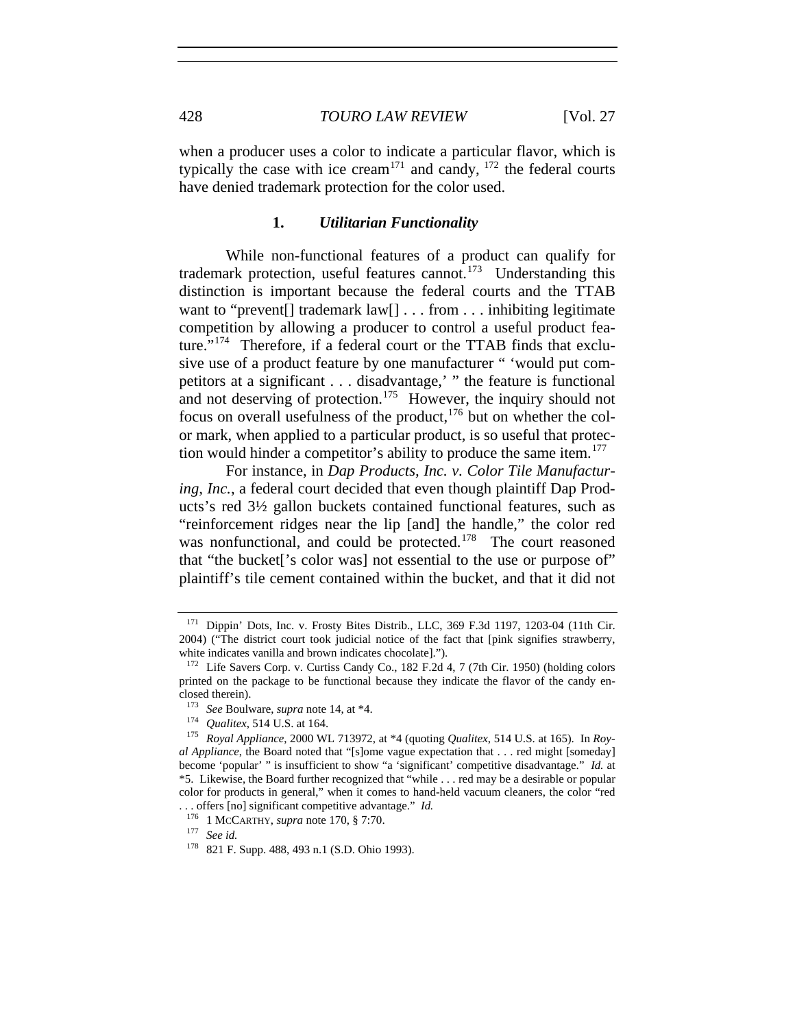when a producer uses a color to indicate a particular flavor, which is typically the case with ice cream[171] and candy, [172] the federal courts have denied trademark protection for the color used.

### 1. *Utilitarian Functionality*

While non-functional features of a product can qualify for trademark protection, useful features cannot.[173] Understanding this distinction is important because the federal courts and the TTAB want to "prevent[] trademark law[] . . . from . . . inhibiting legitimate competition by allowing a producer to control a useful product feature."[174] Therefore, if a federal court or the TTAB finds that exclusive use of a product feature by one manufacturer " 'would put competitors at a significant . . . disadvantage,' " the feature is functional and not deserving of protection.[175] However, the inquiry should not focus on overall usefulness of the product,[176] but on whether the color mark, when applied to a particular product, is so useful that protection would hinder a competitor's ability to produce the same item.[177]

For instance, in *Dap Products, Inc. v. Color Tile Manufacturing, Inc.*, a federal court decided that even though plaintiff Dap Products's red 3½ gallon buckets contained functional features, such as "reinforcement ridges near the lip [and] the handle," the color red was nonfunctional, and could be protected.[178] The court reasoned that "the bucket['s color was] not essential to the use or purpose of" plaintiff's tile cement contained within the bucket, and that it did not

---

[171] Dippin' Dots, Inc. v. Frosty Bites Distrib., LLC, 369 F.3d 1197, 1203-04 (11th Cir. 2004) ("The district court took judicial notice of the fact that [pink signifies strawberry, white indicates vanilla and brown indicates chocolate].").

[172] Life Savers Corp. v. Curtiss Candy Co., 182 F.2d 4, 7 (7th Cir. 1950) (holding colors printed on the package to be functional because they indicate the flavor of the candy enclosed therein).

[173] *See* Boulware, *supra* note 14, at *4.

[174] *Qualitex*, 514 U.S. at 164.

[175] *Royal Appliance*, 2000 WL 713972, at *4 (quoting *Qualitex*, 514 U.S. at 165). In *Royal Appliance*, the Board noted that "[s]ome vague expectation that . . . red might [someday] become 'popular' " is insufficient to show "a 'significant' competitive disadvantage." *Id.* at *5. Likewise, the Board further recognized that "while . . . red may be a desirable or popular color for products in general," when it comes to hand-held vacuum cleaners, the color "red . . . offers [no] significant competitive advantage." *Id.*

[176] 1 MCCARTHY, *supra* note 170, § 7:70.

[177] *See id.*

[178] 821 F. Supp. 488, 493 n.1 (S.D. Ohio 1993).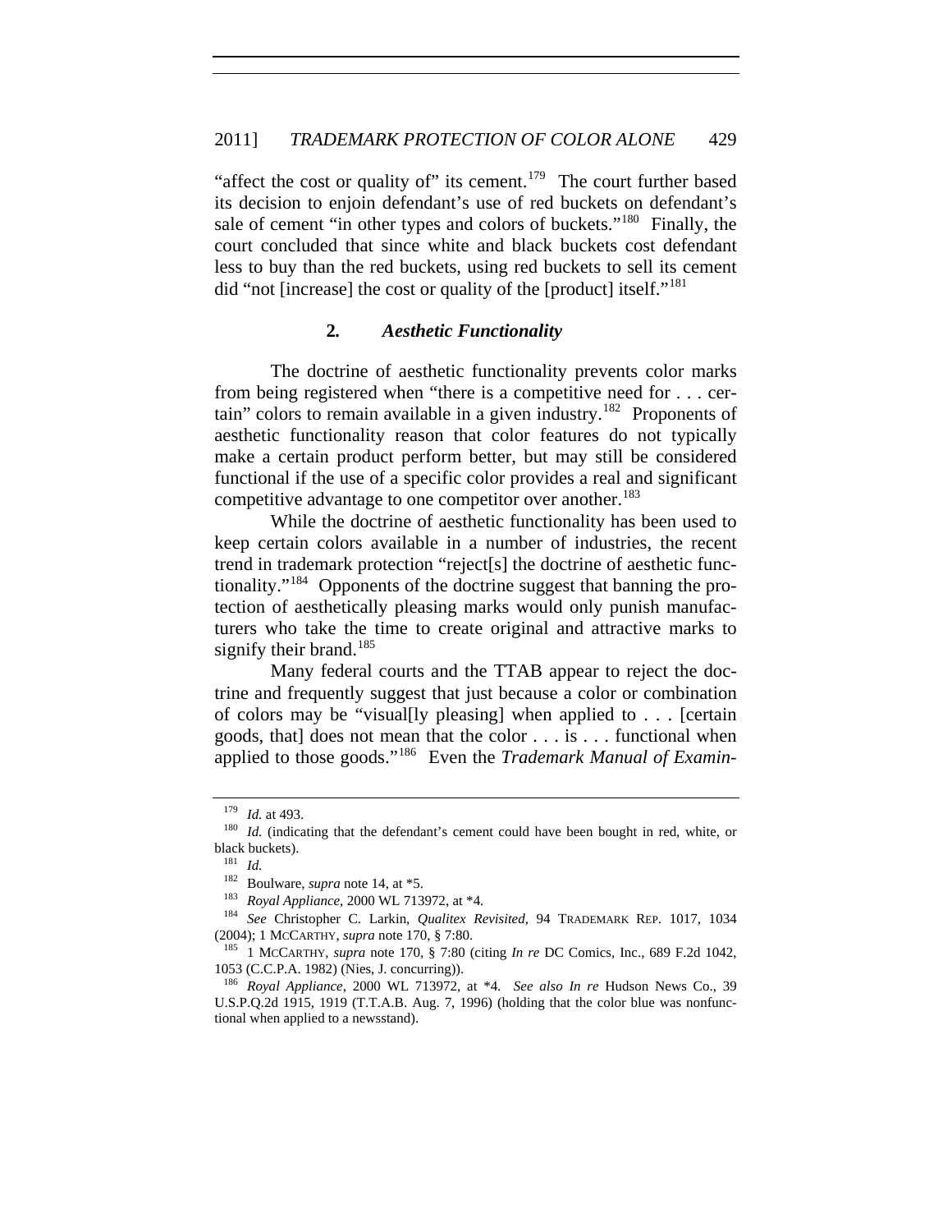"affect the cost or quality of" its cement.[179] The court further based its decision to enjoin defendant's use of red buckets on defendant's sale of cement "in other types and colors of buckets."[180] Finally, the court concluded that since white and black buckets cost defendant less to buy than the red buckets, using red buckets to sell its cement did "not [increase] the cost or quality of the [product] itself."[181]

### 2. *Aesthetic Functionality*

The doctrine of aesthetic functionality prevents color marks from being registered when "there is a competitive need for . . . certain" colors to remain available in a given industry.[182] Proponents of aesthetic functionality reason that color features do not typically make a certain product perform better, but may still be considered functional if the use of a specific color provides a real and significant competitive advantage to one competitor over another.[183]

While the doctrine of aesthetic functionality has been used to keep certain colors available in a number of industries, the recent trend in trademark protection "reject[s] the doctrine of aesthetic functionality."[184] Opponents of the doctrine suggest that banning the protection of aesthetically pleasing marks would only punish manufacturers who take the time to create original and attractive marks to signify their brand.[185]

Many federal courts and the TTAB appear to reject the doctrine and frequently suggest that just because a color or combination of colors may be "visual[ly pleasing] when applied to . . . [certain goods, that] does not mean that the color . . . is . . . functional when applied to those goods."[186] Even the *Trademark Manual of Examin-*

---

[179] *Id.* at 493.

[180] *Id.* (indicating that the defendant's cement could have been bought in red, white, or black buckets).

[181] *Id.*

[182] Boulware, *supra* note 14, at *5.

[183] *Royal Appliance*, 2000 WL 713972, at *4.

[184] *See* Christopher C. Larkin, *Qualitex Revisited*, 94 TRADEMARK REP. 1017, 1034 (2004); 1 MCCARTHY, *supra* note 170, § 7:80.

[185] 1 MCCARTHY, *supra* note 170, § 7:80 (citing *In re* DC Comics, Inc., 689 F.2d 1042, 1053 (C.C.P.A. 1982) (Nies, J. concurring)).

[186] *Royal Appliance*, 2000 WL 713972, at *4. *See also In re* Hudson News Co., 39 U.S.P.Q.2d 1915, 1919 (T.T.A.B. Aug. 7, 1996) (holding that the color blue was nonfunctional when applied to a newsstand).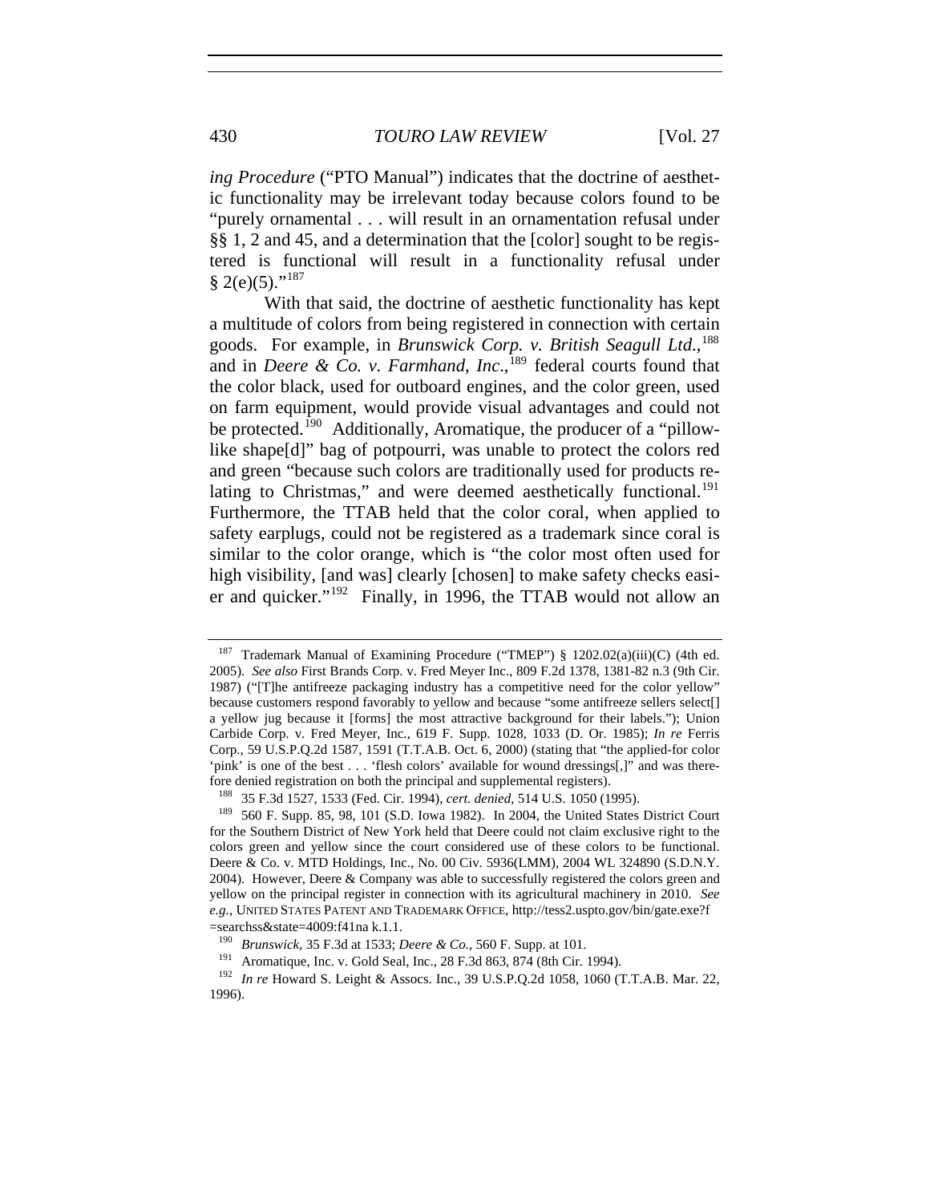*ing Procedure* ("PTO Manual") indicates that the doctrine of aesthetic functionality may be irrelevant today because colors found to be "purely ornamental . . . will result in an ornamentation refusal under §§ 1, 2 and 45, and a determination that the [color] sought to be registered is functional will result in a functionality refusal under § 2(e)(5)."[187]

With that said, the doctrine of aesthetic functionality has kept a multitude of colors from being registered in connection with certain goods. For example, in *Brunswick Corp. v. British Seagull Ltd.*,[188] and in *Deere & Co. v. Farmhand, Inc.*,[189] federal courts found that the color black, used for outboard engines, and the color green, used on farm equipment, would provide visual advantages and could not be protected.[190] Additionally, Aromatique, the producer of a "pillow-like shape[d]" bag of potpourri, was unable to protect the colors red and green "because such colors are traditionally used for products relating to Christmas," and were deemed aesthetically functional.[191] Furthermore, the TTAB held that the color coral, when applied to safety earplugs, could not be registered as a trademark since coral is similar to the color orange, which is "the color most often used for high visibility, [and was] clearly [chosen] to make safety checks easier and quicker."[192] Finally, in 1996, the TTAB would not allow an

---

[187] Trademark Manual of Examining Procedure ("TMEP") § 1202.02(a)(iii)(C) (4th ed. 2005). *See also* First Brands Corp. v. Fred Meyer Inc., 809 F.2d 1378, 1381-82 n.3 (9th Cir. 1987) ("[T]he antifreeze packaging industry has a competitive need for the color yellow" because customers respond favorably to yellow and because "some antifreeze sellers select[] a yellow jug because it [forms] the most attractive background for their labels."); Union Carbide Corp. v. Fred Meyer, Inc., 619 F. Supp. 1028, 1033 (D. Or. 1985); *In re* Ferris Corp., 59 U.S.P.Q.2d 1587, 1591 (T.T.A.B. Oct. 6, 2000) (stating that "the applied-for color 'pink' is one of the best . . . 'flesh colors' available for wound dressings[,]" and was therefore denied registration on both the principal and supplemental registers).

[188] 35 F.3d 1527, 1533 (Fed. Cir. 1994), *cert. denied*, 514 U.S. 1050 (1995).

[189] 560 F. Supp. 85, 98, 101 (S.D. Iowa 1982). In 2004, the United States District Court for the Southern District of New York held that Deere could not claim exclusive right to the colors green and yellow since the court considered use of these colors to be functional. Deere & Co. v. MTD Holdings, Inc., No. 00 Civ. 5936(LMM), 2004 WL 324890 (S.D.N.Y. 2004). However, Deere & Company was able to successfully registered the colors green and yellow on the principal register in connection with its agricultural machinery in 2010. *See e.g.*, UNITED STATES PATENT AND TRADEMARK OFFICE, http://tess2.uspto.gov/bin/gate.exe?f =searchss&state=4009:f41na k.1.1.

[190] *Brunswick*, 35 F.3d at 1533; *Deere & Co.*, 560 F. Supp. at 101.

[191] Aromatique, Inc. v. Gold Seal, Inc., 28 F.3d 863, 874 (8th Cir. 1994).

[192] *In re* Howard S. Leight & Assocs. Inc., 39 U.S.P.Q.2d 1058, 1060 (T.T.A.B. Mar. 22, 1996).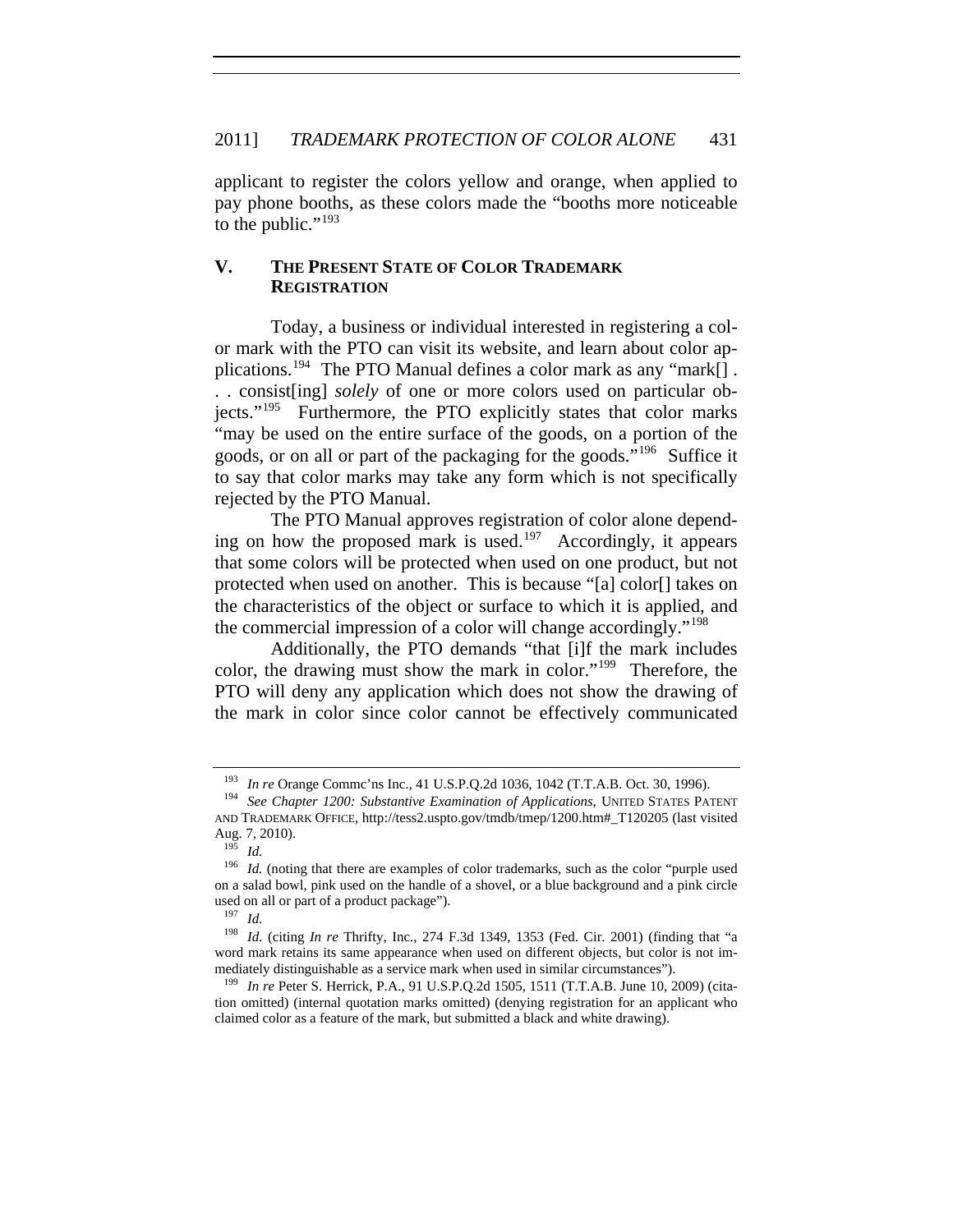applicant to register the colors yellow and orange, when applied to pay phone booths, as these colors made the "booths more noticeable to the public."[193]

## V. THE PRESENT STATE OF COLOR TRADEMARK REGISTRATION

Today, a business or individual interested in registering a color mark with the PTO can visit its website, and learn about color applications.[194] The PTO Manual defines a color mark as any "mark[] . . . consist[ing] *solely* of one or more colors used on particular objects."[195] Furthermore, the PTO explicitly states that color marks "may be used on the entire surface of the goods, on a portion of the goods, or on all or part of the packaging for the goods."[196] Suffice it to say that color marks may take any form which is not specifically rejected by the PTO Manual.

The PTO Manual approves registration of color alone depending on how the proposed mark is used.[197] Accordingly, it appears that some colors will be protected when used on one product, but not protected when used on another. This is because "[a] color[] takes on the characteristics of the object or surface to which it is applied, and the commercial impression of a color will change accordingly."[198]

Additionally, the PTO demands "that [i]f the mark includes color, the drawing must show the mark in color."[199] Therefore, the PTO will deny any application which does not show the drawing of the mark in color since color cannot be effectively communicated

---

[193] *In re* Orange Commc'ns Inc., 41 U.S.P.Q.2d 1036, 1042 (T.T.A.B. Oct. 30, 1996).

[194] *See Chapter 1200: Substantive Examination of Applications*, UNITED STATES PATENT AND TRADEMARK OFFICE, http://tess2.uspto.gov/tmdb/tmep/1200.htm#_T120205 (last visited Aug. 7, 2010).

[195] *Id.*

[196] *Id.* (noting that there are examples of color trademarks, such as the color "purple used on a salad bowl, pink used on the handle of a shovel, or a blue background and a pink circle used on all or part of a product package").

[197] *Id.*

[198] *Id.* (citing *In re* Thrifty, Inc., 274 F.3d 1349, 1353 (Fed. Cir. 2001) (finding that "a word mark retains its same appearance when used on different objects, but color is not immediately distinguishable as a service mark when used in similar circumstances").

[199] *In re* Peter S. Herrick, P.A., 91 U.S.P.Q.2d 1505, 1511 (T.T.A.B. June 10, 2009) (citation omitted) (internal quotation marks omitted) (denying registration for an applicant who claimed color as a feature of the mark, but submitted a black and white drawing).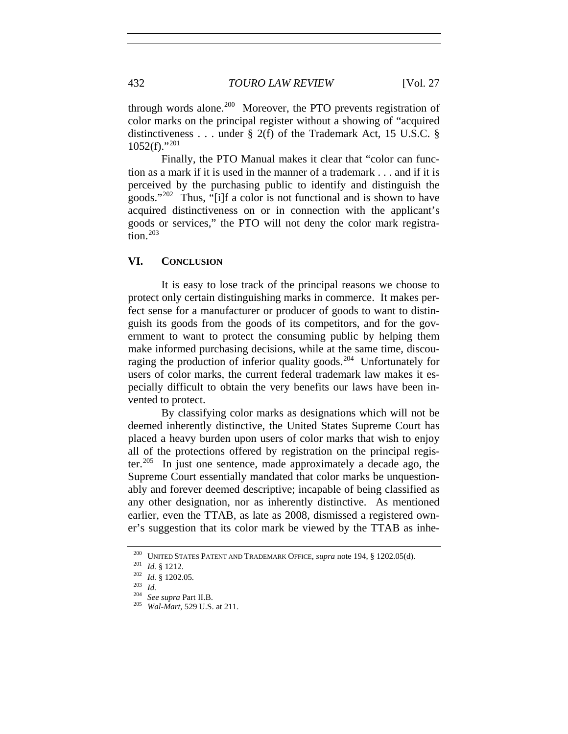through words alone.[200] Moreover, the PTO prevents registration of color marks on the principal register without a showing of "acquired distinctiveness . . . under § 2(f) of the Trademark Act, 15 U.S.C. § 1052(f)."[201]

Finally, the PTO Manual makes it clear that "color can function as a mark if it is used in the manner of a trademark . . . and if it is perceived by the purchasing public to identify and distinguish the goods."[202] Thus, "[i]f a color is not functional and is shown to have acquired distinctiveness on or in connection with the applicant's goods or services," the PTO will not deny the color mark registration.[203]

## VI. CONCLUSION

It is easy to lose track of the principal reasons we choose to protect only certain distinguishing marks in commerce. It makes perfect sense for a manufacturer or producer of goods to want to distinguish its goods from the goods of its competitors, and for the government to want to protect the consuming public by helping them make informed purchasing decisions, while at the same time, discouraging the production of inferior quality goods.[204] Unfortunately for users of color marks, the current federal trademark law makes it especially difficult to obtain the very benefits our laws have been invented to protect.

By classifying color marks as designations which will not be deemed inherently distinctive, the United States Supreme Court has placed a heavy burden upon users of color marks that wish to enjoy all of the protections offered by registration on the principal register.[205] In just one sentence, made approximately a decade ago, the Supreme Court essentially mandated that color marks be unquestionably and forever deemed descriptive; incapable of being classified as any other designation, nor as inherently distinctive. As mentioned earlier, even the TTAB, as late as 2008, dismissed a registered owner's suggestion that its color mark be viewed by the TTAB as inhe-

---

[200] UNITED STATES PATENT AND TRADEMARK OFFICE, *supra* note 194, § 1202.05(d).

[201] *Id.* § 1212.

[202] *Id.* § 1202.05.

[203] *Id.*

[204] *See supra* Part II.B.

[205] *Wal-Mart*, 529 U.S. at 211.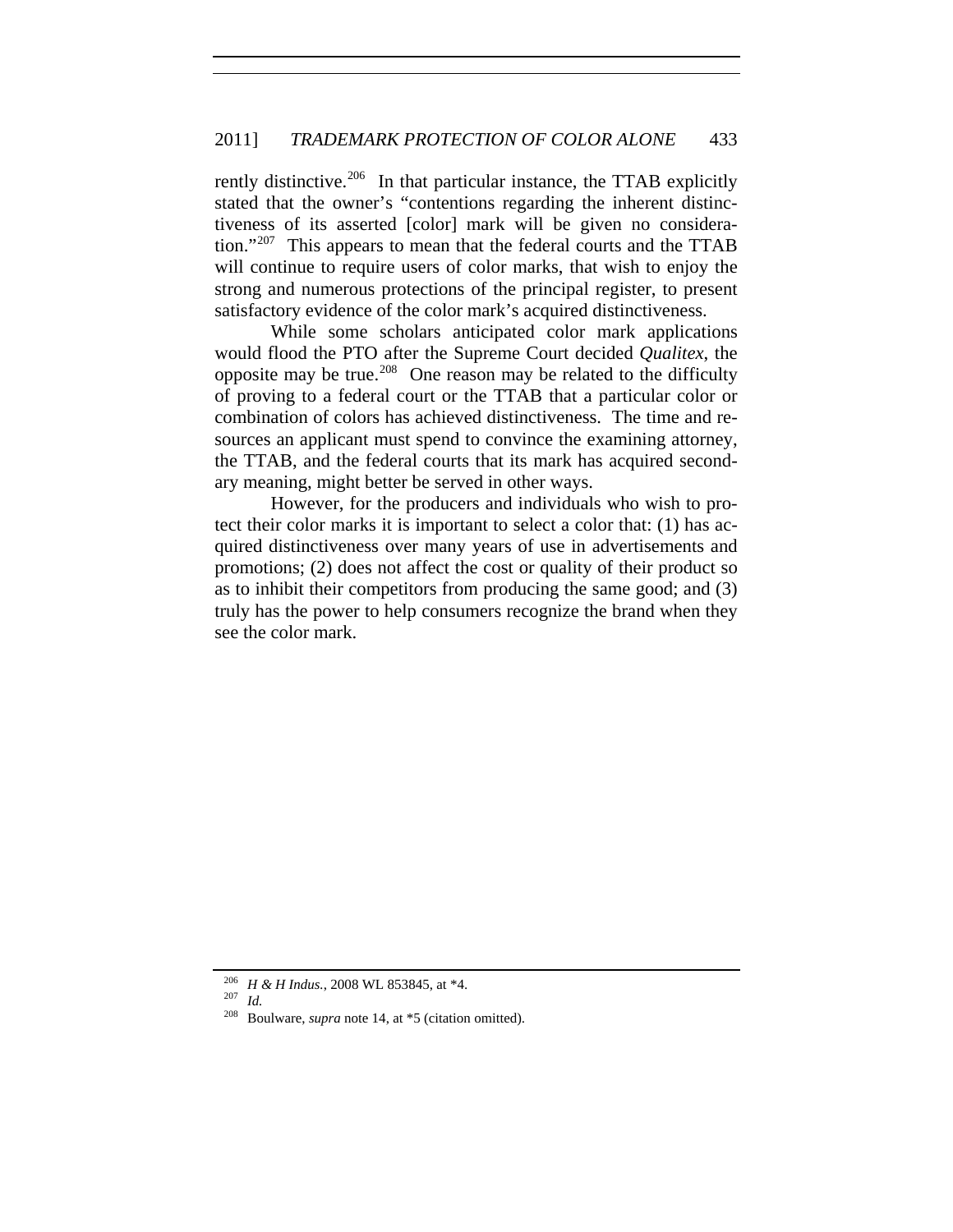rently distinctive.[206] In that particular instance, the TTAB explicitly stated that the owner's "contentions regarding the inherent distinctiveness of its asserted [color] mark will be given no consideration."[207] This appears to mean that the federal courts and the TTAB will continue to require users of color marks, that wish to enjoy the strong and numerous protections of the principal register, to present satisfactory evidence of the color mark's acquired distinctiveness.

While some scholars anticipated color mark applications would flood the PTO after the Supreme Court decided *Qualitex*, the opposite may be true.[208] One reason may be related to the difficulty of proving to a federal court or the TTAB that a particular color or combination of colors has achieved distinctiveness. The time and resources an applicant must spend to convince the examining attorney, the TTAB, and the federal courts that its mark has acquired secondary meaning, might better be served in other ways.

However, for the producers and individuals who wish to protect their color marks it is important to select a color that: (1) has acquired distinctiveness over many years of use in advertisements and promotions; (2) does not affect the cost or quality of their product so as to inhibit their competitors from producing the same good; and (3) truly has the power to help consumers recognize the brand when they see the color mark.

---

[206] *H & H Indus.*, 2008 WL 853845, at *4.

[207] *Id.*

[208] Boulware, *supra* note 14, at *5 (citation omitted).